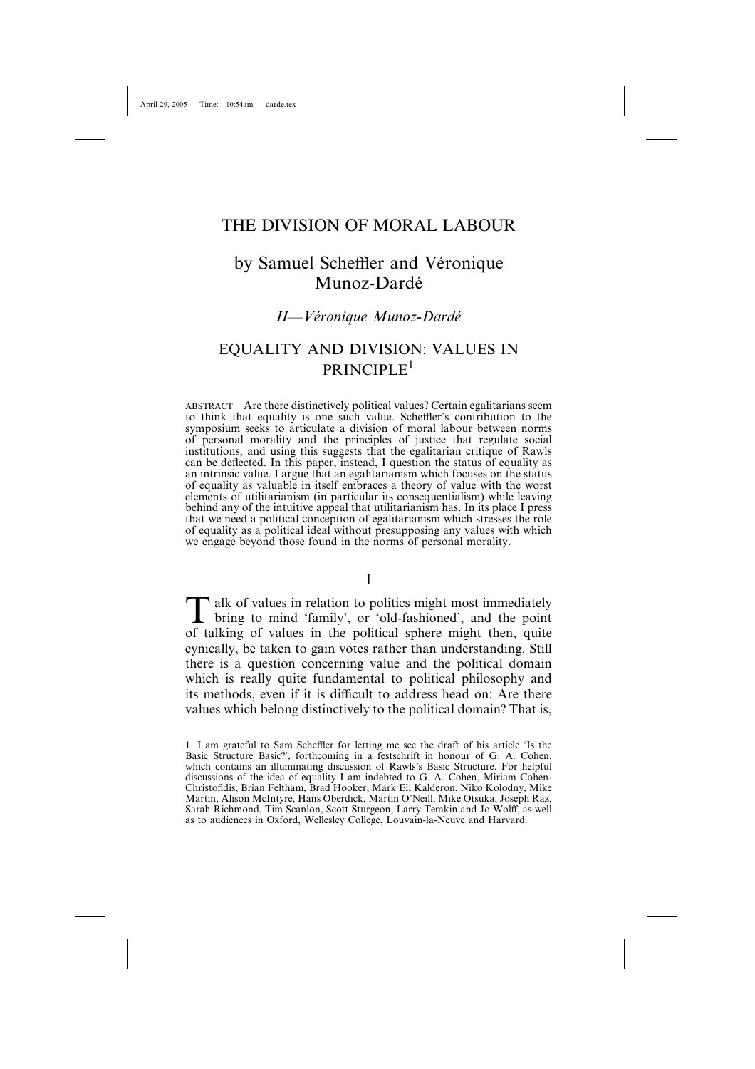# THE DIVISION OF MORAL LABOUR

## by Samuel Scheffler and Véronique Munoz-Dardé

### *II—Véronique Munoz-Dardé*

## EQUALITY AND DIVISION: VALUES IN PRINCIPLE[1]

ABSTRACT Are there distinctively political values? Certain egalitarians seem to think that equality is one such value. Scheffler's contribution to the symposium seeks to articulate a division of moral labour between norms of personal morality and the principles of justice that regulate social institutions, and using this suggests that the egalitarian critique of Rawls can be deflected. In this paper, instead, I question the status of equality as an intrinsic value. I argue that an egalitarianism which focuses on the status of equality as valuable in itself embraces a theory of value with the worst elements of utilitarianism (in particular its consequentialism) while leaving behind any of the intuitive appeal that utilitarianism has. In its place I press that we need a political conception of egalitarianism which stresses the role of equality as a political ideal without presupposing any values with which we engage beyond those found in the norms of personal morality.

## I

Talk of values in relation to politics might most immediately bring to mind 'family', or 'old-fashioned', and the point of talking of values in the political sphere might then, quite cynically, be taken to gain votes rather than understanding. Still there is a question concerning value and the political domain which is really quite fundamental to political philosophy and its methods, even if it is difficult to address head on: Are there values which belong distinctively to the political domain? That is,

1. I am grateful to Sam Scheffler for letting me see the draft of his article 'Is the Basic Structure Basic?', forthcoming in a festschrift in honour of G. A. Cohen, which contains an illuminating discussion of Rawls's Basic Structure. For helpful discussions of the idea of equality I am indebted to G. A. Cohen, Miriam Cohen-Christofidis, Brian Feltham, Brad Hooker, Mark Eli Kalderon, Niko Kolodny, Mike Martin, Alison McIntyre, Hans Oberdick, Martin O'Neill, Mike Otsuka, Joseph Raz, Sarah Richmond, Tim Scanlon, Scott Sturgeon, Larry Temkin and Jo Wolff, as well as to audiences in Oxford, Wellesley College, Louvain-la-Neuve and Harvard.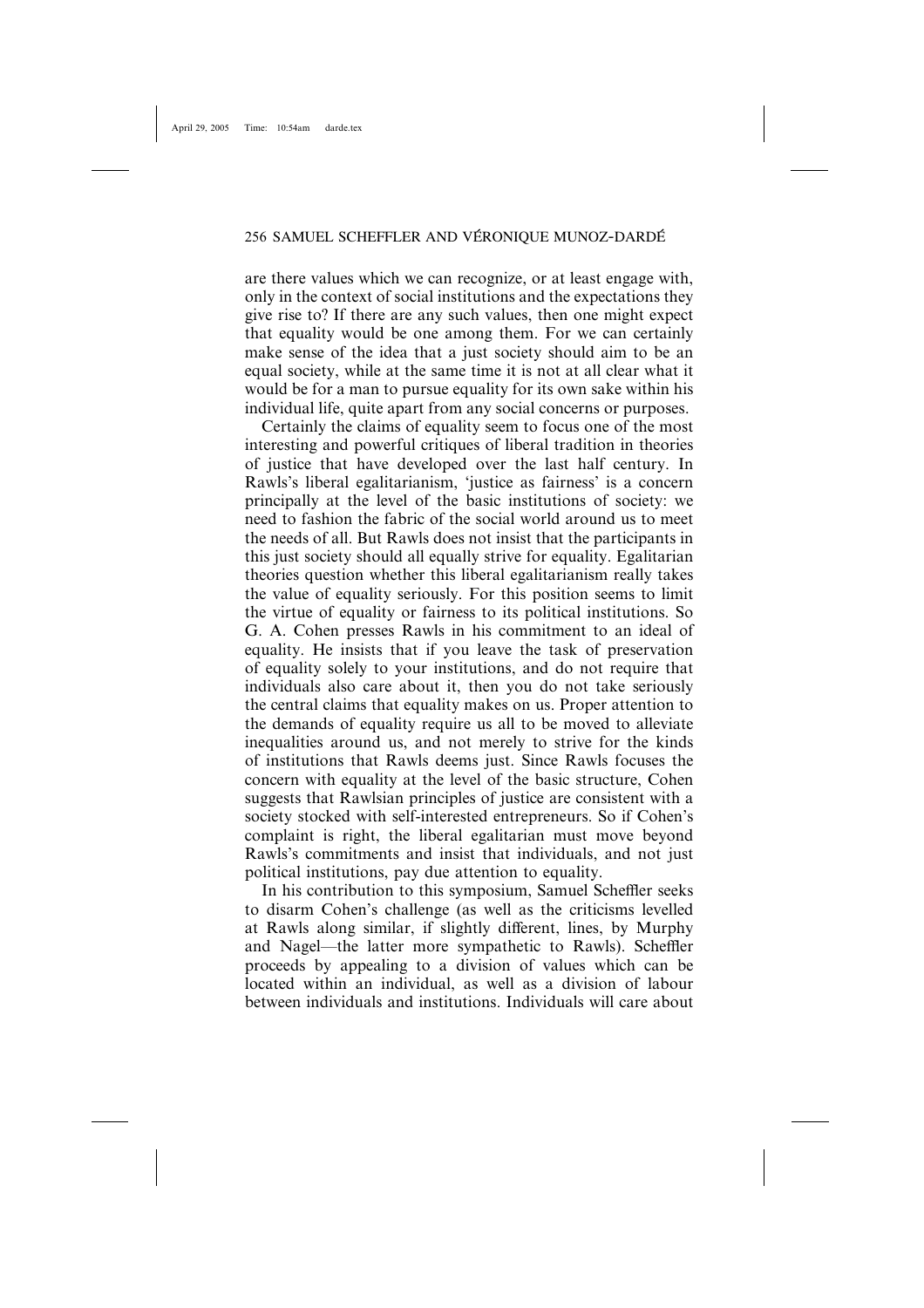are there values which we can recognize, or at least engage with, only in the context of social institutions and the expectations they give rise to? If there are any such values, then one might expect that equality would be one among them. For we can certainly make sense of the idea that a just society should aim to be an equal society, while at the same time it is not at all clear what it would be for a man to pursue equality for its own sake within his individual life, quite apart from any social concerns or purposes.

Certainly the claims of equality seem to focus one of the most interesting and powerful critiques of liberal tradition in theories of justice that have developed over the last half century. In Rawls's liberal egalitarianism, 'justice as fairness' is a concern principally at the level of the basic institutions of society: we need to fashion the fabric of the social world around us to meet the needs of all. But Rawls does not insist that the participants in this just society should all equally strive for equality. Egalitarian theories question whether this liberal egalitarianism really takes the value of equality seriously. For this position seems to limit the virtue of equality or fairness to its political institutions. So G. A. Cohen presses Rawls in his commitment to an ideal of equality. He insists that if you leave the task of preservation of equality solely to your institutions, and do not require that individuals also care about it, then you do not take seriously the central claims that equality makes on us. Proper attention to the demands of equality require us all to be moved to alleviate inequalities around us, and not merely to strive for the kinds of institutions that Rawls deems just. Since Rawls focuses the concern with equality at the level of the basic structure, Cohen suggests that Rawlsian principles of justice are consistent with a society stocked with self-interested entrepreneurs. So if Cohen's complaint is right, the liberal egalitarian must move beyond Rawls's commitments and insist that individuals, and not just political institutions, pay due attention to equality.

In his contribution to this symposium, Samuel Scheffler seeks to disarm Cohen's challenge (as well as the criticisms levelled at Rawls along similar, if slightly different, lines, by Murphy and Nagel—the latter more sympathetic to Rawls). Scheffler proceeds by appealing to a division of values which can be located within an individual, as well as a division of labour between individuals and institutions. Individuals will care about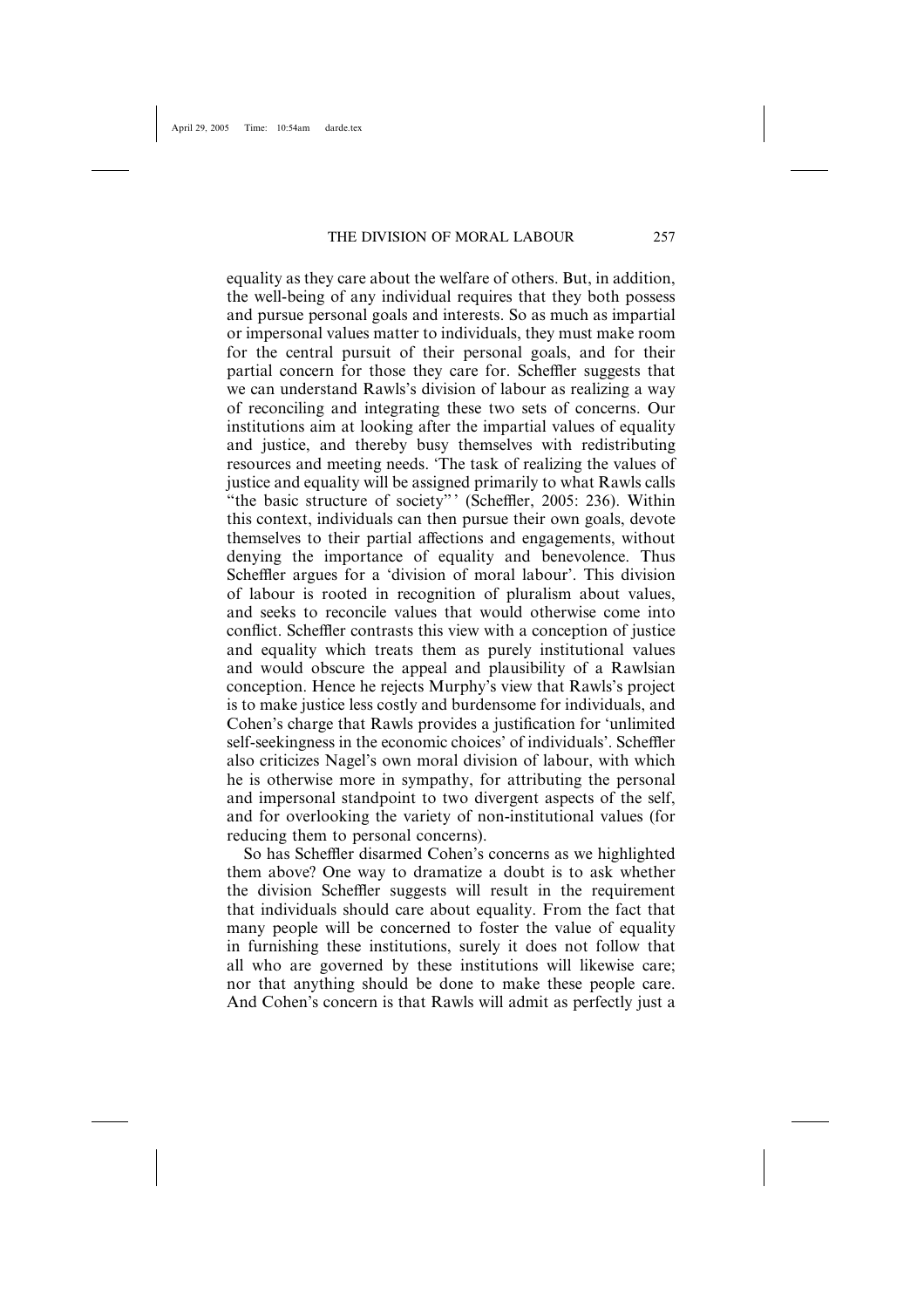equality as they care about the welfare of others. But, in addition, the well-being of any individual requires that they both possess and pursue personal goals and interests. So as much as impartial or impersonal values matter to individuals, they must make room for the central pursuit of their personal goals, and for their partial concern for those they care for. Scheffler suggests that we can understand Rawls's division of labour as realizing a way of reconciling and integrating these two sets of concerns. Our institutions aim at looking after the impartial values of equality and justice, and thereby busy themselves with redistributing resources and meeting needs. 'The task of realizing the values of justice and equality will be assigned primarily to what Rawls calls "the basic structure of society"' (Scheffler, 2005: 236). Within this context, individuals can then pursue their own goals, devote themselves to their partial affections and engagements, without denying the importance of equality and benevolence. Thus Scheffler argues for a 'division of moral labour'. This division of labour is rooted in recognition of pluralism about values, and seeks to reconcile values that would otherwise come into conflict. Scheffler contrasts this view with a conception of justice and equality which treats them as purely institutional values and would obscure the appeal and plausibility of a Rawlsian conception. Hence he rejects Murphy's view that Rawls's project is to make justice less costly and burdensome for individuals, and Cohen's charge that Rawls provides a justification for 'unlimited self-seekingness in the economic choices' of individuals'. Scheffler also criticizes Nagel's own moral division of labour, with which he is otherwise more in sympathy, for attributing the personal and impersonal standpoint to two divergent aspects of the self, and for overlooking the variety of non-institutional values (for reducing them to personal concerns).

So has Scheffler disarmed Cohen's concerns as we highlighted them above? One way to dramatize a doubt is to ask whether the division Scheffler suggests will result in the requirement that individuals should care about equality. From the fact that many people will be concerned to foster the value of equality in furnishing these institutions, surely it does not follow that all who are governed by these institutions will likewise care; nor that anything should be done to make these people care. And Cohen's concern is that Rawls will admit as perfectly just a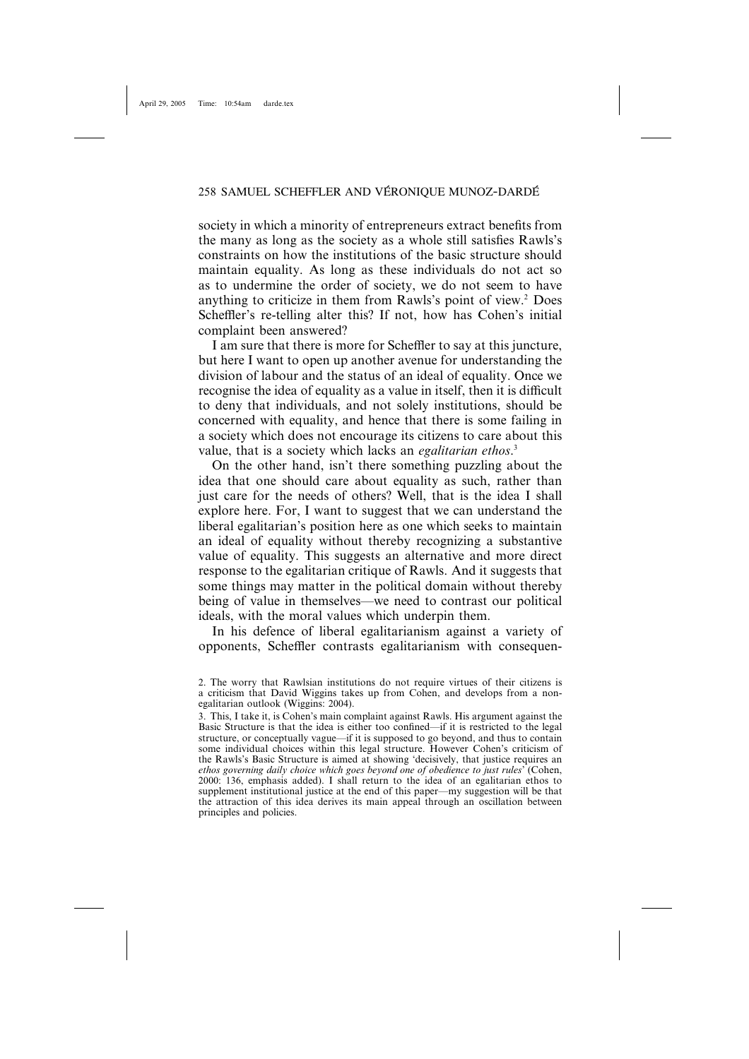society in which a minority of entrepreneurs extract benefits from the many as long as the society as a whole still satisfies Rawls's constraints on how the institutions of the basic structure should maintain equality. As long as these individuals do not act so as to undermine the order of society, we do not seem to have anything to criticize in them from Rawls's point of view.[2] Does Scheffler's re-telling alter this? If not, how has Cohen's initial complaint been answered?

I am sure that there is more for Scheffler to say at this juncture, but here I want to open up another avenue for understanding the division of labour and the status of an ideal of equality. Once we recognise the idea of equality as a value in itself, then it is difficult to deny that individuals, and not solely institutions, should be concerned with equality, and hence that there is some failing in a society which does not encourage its citizens to care about this value, that is a society which lacks an *egalitarian ethos*.[3]

On the other hand, isn't there something puzzling about the idea that one should care about equality as such, rather than just care for the needs of others? Well, that is the idea I shall explore here. For, I want to suggest that we can understand the liberal egalitarian's position here as one which seeks to maintain an ideal of equality without thereby recognizing a substantive value of equality. This suggests an alternative and more direct response to the egalitarian critique of Rawls. And it suggests that some things may matter in the political domain without thereby being of value in themselves—we need to contrast our political ideals, with the moral values which underpin them.

In his defence of liberal egalitarianism against a variety of opponents, Scheffler contrasts egalitarianism with consequen-

2. The worry that Rawlsian institutions do not require virtues of their citizens is a criticism that David Wiggins takes up from Cohen, and develops from a non-egalitarian outlook (Wiggins: 2004).

3. This, I take it, is Cohen's main complaint against Rawls. His argument against the Basic Structure is that the idea is either too confined—if it is restricted to the legal structure, or conceptually vague—if it is supposed to go beyond, and thus to contain some individual choices within this legal structure. However Cohen's criticism of the Rawls's Basic Structure is aimed at showing 'decisively, that justice requires an *ethos governing daily choice which goes beyond one of obedience to just rules*' (Cohen, 2000: 136, emphasis added). I shall return to the idea of an egalitarian ethos to supplement institutional justice at the end of this paper—my suggestion will be that the attraction of this idea derives its main appeal through an oscillation between principles and policies.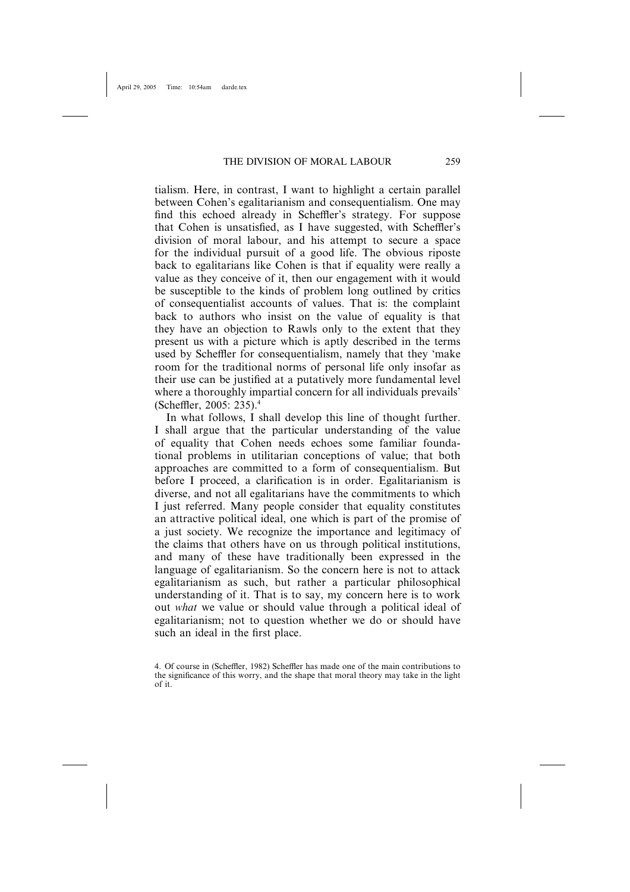tialism. Here, in contrast, I want to highlight a certain parallel between Cohen's egalitarianism and consequentialism. One may find this echoed already in Scheffler's strategy. For suppose that Cohen is unsatisfied, as I have suggested, with Scheffler's division of moral labour, and his attempt to secure a space for the individual pursuit of a good life. The obvious riposte back to egalitarians like Cohen is that if equality were really a value as they conceive of it, then our engagement with it would be susceptible to the kinds of problem long outlined by critics of consequentialist accounts of values. That is: the complaint back to authors who insist on the value of equality is that they have an objection to Rawls only to the extent that they present us with a picture which is aptly described in the terms used by Scheffler for consequentialism, namely that they 'make room for the traditional norms of personal life only insofar as their use can be justified at a putatively more fundamental level where a thoroughly impartial concern for all individuals prevails' (Scheffler, 2005: 235).[4]

In what follows, I shall develop this line of thought further. I shall argue that the particular understanding of the value of equality that Cohen needs echoes some familiar foundational problems in utilitarian conceptions of value; that both approaches are committed to a form of consequentialism. But before I proceed, a clarification is in order. Egalitarianism is diverse, and not all egalitarians have the commitments to which I just referred. Many people consider that equality constitutes an attractive political ideal, one which is part of the promise of a just society. We recognize the importance and legitimacy of the claims that others have on us through political institutions, and many of these have traditionally been expressed in the language of egalitarianism. So the concern here is not to attack egalitarianism as such, but rather a particular philosophical understanding of it. That is to say, my concern here is to work out *what* we value or should value through a political ideal of egalitarianism; not to question whether we do or should have such an ideal in the first place.

4. Of course in (Scheffler, 1982) Scheffler has made one of the main contributions to the significance of this worry, and the shape that moral theory may take in the light of it.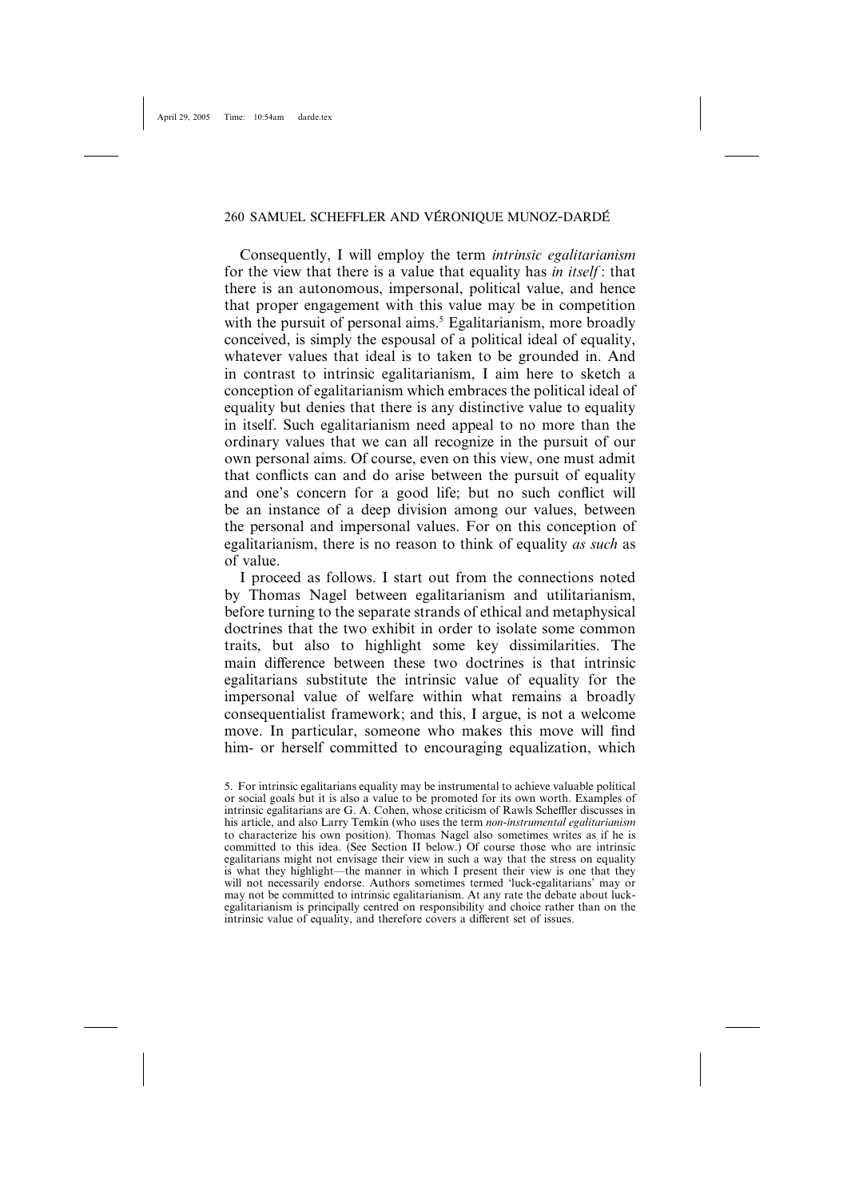Consequently, I will employ the term *intrinsic egalitarianism* for the view that there is a value that equality has *in itself*: that there is an autonomous, impersonal, political value, and hence that proper engagement with this value may be in competition with the pursuit of personal aims.[5] Egalitarianism, more broadly conceived, is simply the espousal of a political ideal of equality, whatever values that ideal is to taken to be grounded in. And in contrast to intrinsic egalitarianism, I aim here to sketch a conception of egalitarianism which embraces the political ideal of equality but denies that there is any distinctive value to equality in itself. Such egalitarianism need appeal to no more than the ordinary values that we can all recognize in the pursuit of our own personal aims. Of course, even on this view, one must admit that conflicts can and do arise between the pursuit of equality and one's concern for a good life; but no such conflict will be an instance of a deep division among our values, between the personal and impersonal values. For on this conception of egalitarianism, there is no reason to think of equality *as such* as of value.

I proceed as follows. I start out from the connections noted by Thomas Nagel between egalitarianism and utilitarianism, before turning to the separate strands of ethical and metaphysical doctrines that the two exhibit in order to isolate some common traits, but also to highlight some key dissimilarities. The main difference between these two doctrines is that intrinsic egalitarians substitute the intrinsic value of equality for the impersonal value of welfare within what remains a broadly consequentialist framework; and this, I argue, is not a welcome move. In particular, someone who makes this move will find him- or herself committed to encouraging equalization, which

5. For intrinsic egalitarians equality may be instrumental to achieve valuable political or social goals but it is also a value to be promoted for its own worth. Examples of intrinsic egalitarians are G. A. Cohen, whose criticism of Rawls Scheffler discusses in his article, and also Larry Temkin (who uses the term *non-instrumental egalitarianism* to characterize his own position). Thomas Nagel also sometimes writes as if he is committed to this idea. (See Section II below.) Of course those who are intrinsic egalitarians might not envisage their view in such a way that the stress on equality is what they highlight—the manner in which I present their view is one that they will not necessarily endorse. Authors sometimes termed 'luck-egalitarians' may or may not be committed to intrinsic egalitarianism. At any rate the debate about luck-egalitarianism is principally centred on responsibility and choice rather than on the intrinsic value of equality, and therefore covers a different set of issues.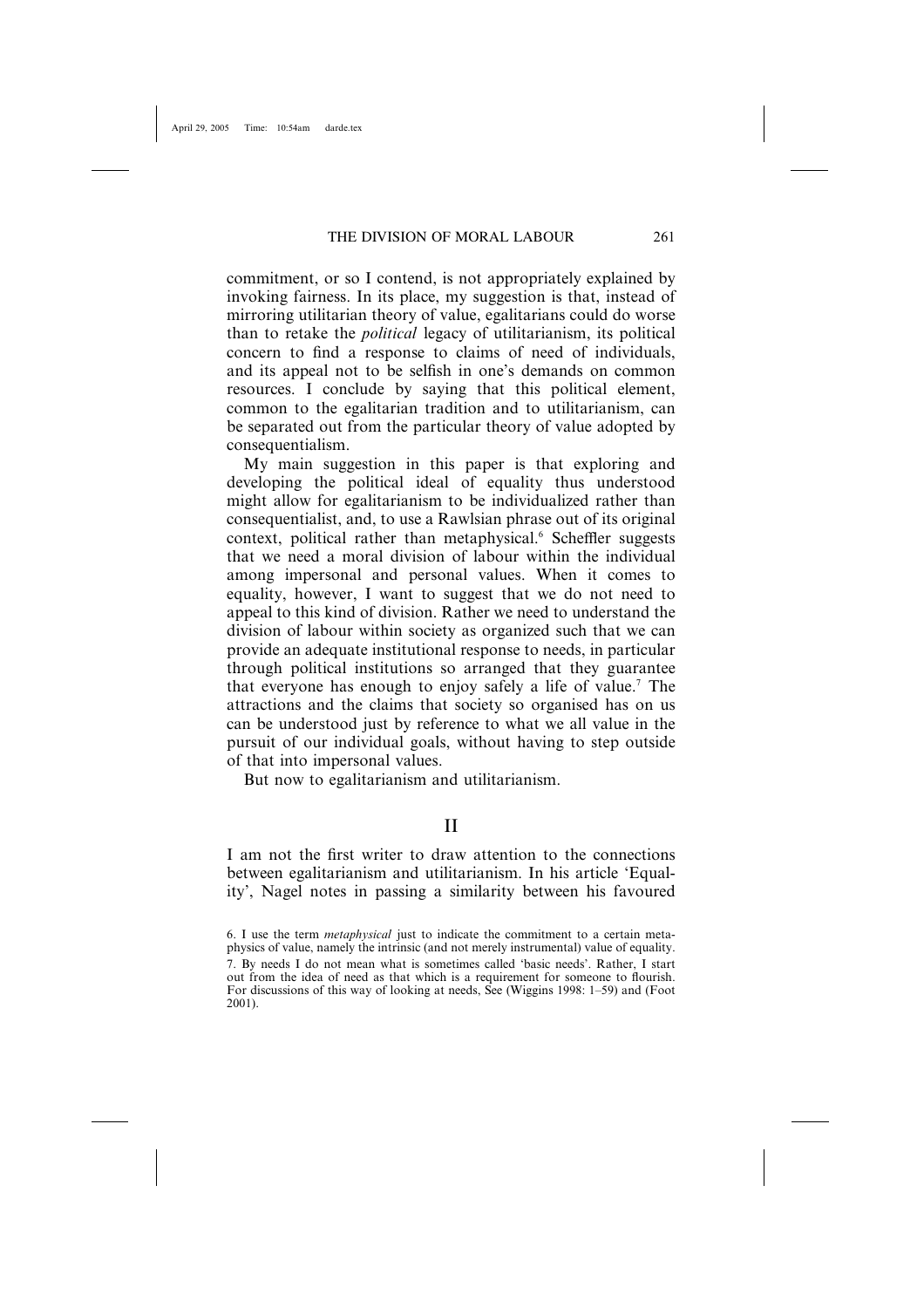commitment, or so I contend, is not appropriately explained by invoking fairness. In its place, my suggestion is that, instead of mirroring utilitarian theory of value, egalitarians could do worse than to retake the *political* legacy of utilitarianism, its political concern to find a response to claims of need of individuals, and its appeal not to be selfish in one's demands on common resources. I conclude by saying that this political element, common to the egalitarian tradition and to utilitarianism, can be separated out from the particular theory of value adopted by consequentialism.

My main suggestion in this paper is that exploring and developing the political ideal of equality thus understood might allow for egalitarianism to be individualized rather than consequentialist, and, to use a Rawlsian phrase out of its original context, political rather than metaphysical.[6] Scheffler suggests that we need a moral division of labour within the individual among impersonal and personal values. When it comes to equality, however, I want to suggest that we do not need to appeal to this kind of division. Rather we need to understand the division of labour within society as organized such that we can provide an adequate institutional response to needs, in particular through political institutions so arranged that they guarantee that everyone has enough to enjoy safely a life of value.[7] The attractions and the claims that society so organised has on us can be understood just by reference to what we all value in the pursuit of our individual goals, without having to step outside of that into impersonal values.

But now to egalitarianism and utilitarianism.

## II

I am not the first writer to draw attention to the connections between egalitarianism and utilitarianism. In his article 'Equality', Nagel notes in passing a similarity between his favoured

6. I use the term *metaphysical* just to indicate the commitment to a certain metaphysics of value, namely the intrinsic (and not merely instrumental) value of equality.

7. By needs I do not mean what is sometimes called 'basic needs'. Rather, I start out from the idea of need as that which is a requirement for someone to flourish. For discussions of this way of looking at needs, See (Wiggins 1998: 1–59) and (Foot 2001).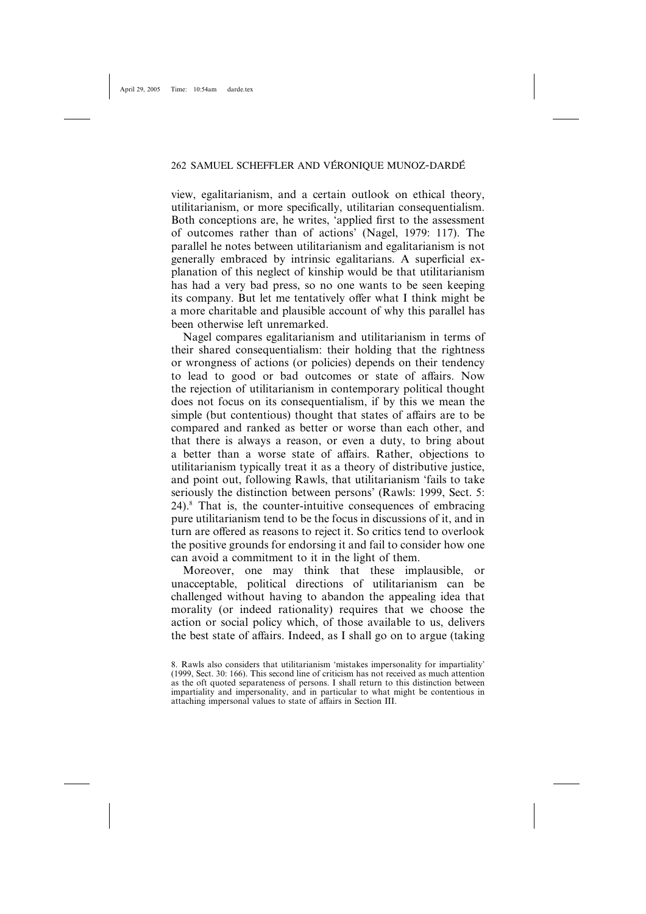view, egalitarianism, and a certain outlook on ethical theory, utilitarianism, or more specifically, utilitarian consequentialism. Both conceptions are, he writes, 'applied first to the assessment of outcomes rather than of actions' (Nagel, 1979: 117). The parallel he notes between utilitarianism and egalitarianism is not generally embraced by intrinsic egalitarians. A superficial explanation of this neglect of kinship would be that utilitarianism has had a very bad press, so no one wants to be seen keeping its company. But let me tentatively offer what I think might be a more charitable and plausible account of why this parallel has been otherwise left unremarked.

Nagel compares egalitarianism and utilitarianism in terms of their shared consequentialism: their holding that the rightness or wrongness of actions (or policies) depends on their tendency to lead to good or bad outcomes or state of affairs. Now the rejection of utilitarianism in contemporary political thought does not focus on its consequentialism, if by this we mean the simple (but contentious) thought that states of affairs are to be compared and ranked as better or worse than each other, and that there is always a reason, or even a duty, to bring about a better than a worse state of affairs. Rather, objections to utilitarianism typically treat it as a theory of distributive justice, and point out, following Rawls, that utilitarianism 'fails to take seriously the distinction between persons' (Rawls: 1999, Sect. 5: 24).[8] That is, the counter-intuitive consequences of embracing pure utilitarianism tend to be the focus in discussions of it, and in turn are offered as reasons to reject it. So critics tend to overlook the positive grounds for endorsing it and fail to consider how one can avoid a commitment to it in the light of them.

Moreover, one may think that these implausible, or unacceptable, political directions of utilitarianism can be challenged without having to abandon the appealing idea that morality (or indeed rationality) requires that we choose the action or social policy which, of those available to us, delivers the best state of affairs. Indeed, as I shall go on to argue (taking

8. Rawls also considers that utilitarianism 'mistakes impersonality for impartiality' (1999, Sect. 30: 166). This second line of criticism has not received as much attention as the oft quoted separateness of persons. I shall return to this distinction between impartiality and impersonality, and in particular to what might be contentious in attaching impersonal values to state of affairs in Section III.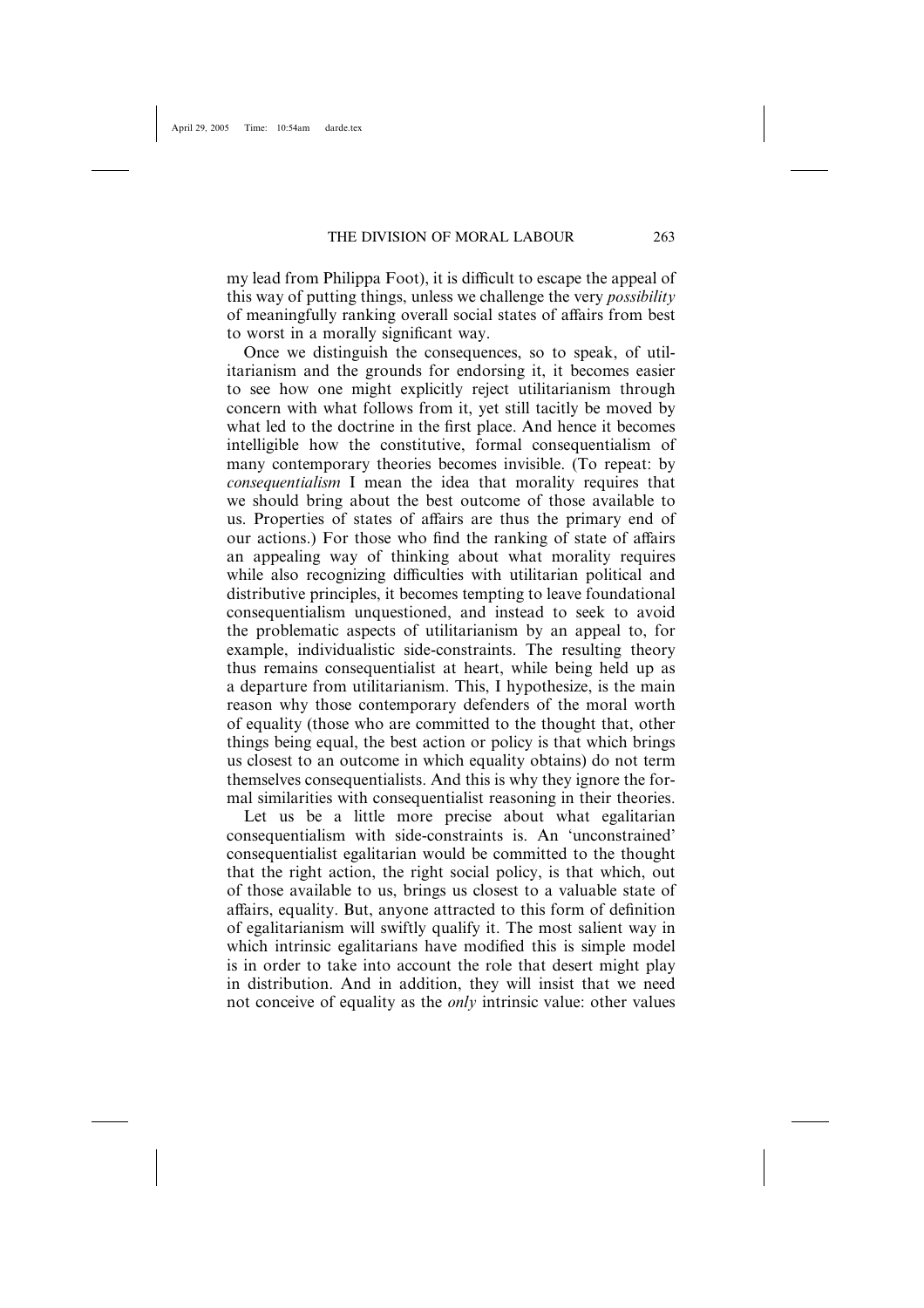my lead from Philippa Foot), it is difficult to escape the appeal of this way of putting things, unless we challenge the very *possibility* of meaningfully ranking overall social states of affairs from best to worst in a morally significant way.

Once we distinguish the consequences, so to speak, of utilitarianism and the grounds for endorsing it, it becomes easier to see how one might explicitly reject utilitarianism through concern with what follows from it, yet still tacitly be moved by what led to the doctrine in the first place. And hence it becomes intelligible how the constitutive, formal consequentialism of many contemporary theories becomes invisible. (To repeat: by *consequentialism* I mean the idea that morality requires that we should bring about the best outcome of those available to us. Properties of states of affairs are thus the primary end of our actions.) For those who find the ranking of state of affairs an appealing way of thinking about what morality requires while also recognizing difficulties with utilitarian political and distributive principles, it becomes tempting to leave foundational consequentialism unquestioned, and instead to seek to avoid the problematic aspects of utilitarianism by an appeal to, for example, individualistic side-constraints. The resulting theory thus remains consequentialist at heart, while being held up as a departure from utilitarianism. This, I hypothesize, is the main reason why those contemporary defenders of the moral worth of equality (those who are committed to the thought that, other things being equal, the best action or policy is that which brings us closest to an outcome in which equality obtains) do not term themselves consequentialists. And this is why they ignore the formal similarities with consequentialist reasoning in their theories.

Let us be a little more precise about what egalitarian consequentialism with side-constraints is. An 'unconstrained' consequentialist egalitarian would be committed to the thought that the right action, the right social policy, is that which, out of those available to us, brings us closest to a valuable state of affairs, equality. But, anyone attracted to this form of definition of egalitarianism will swiftly qualify it. The most salient way in which intrinsic egalitarians have modified this is simple model is in order to take into account the role that desert might play in distribution. And in addition, they will insist that we need not conceive of equality as the *only* intrinsic value: other values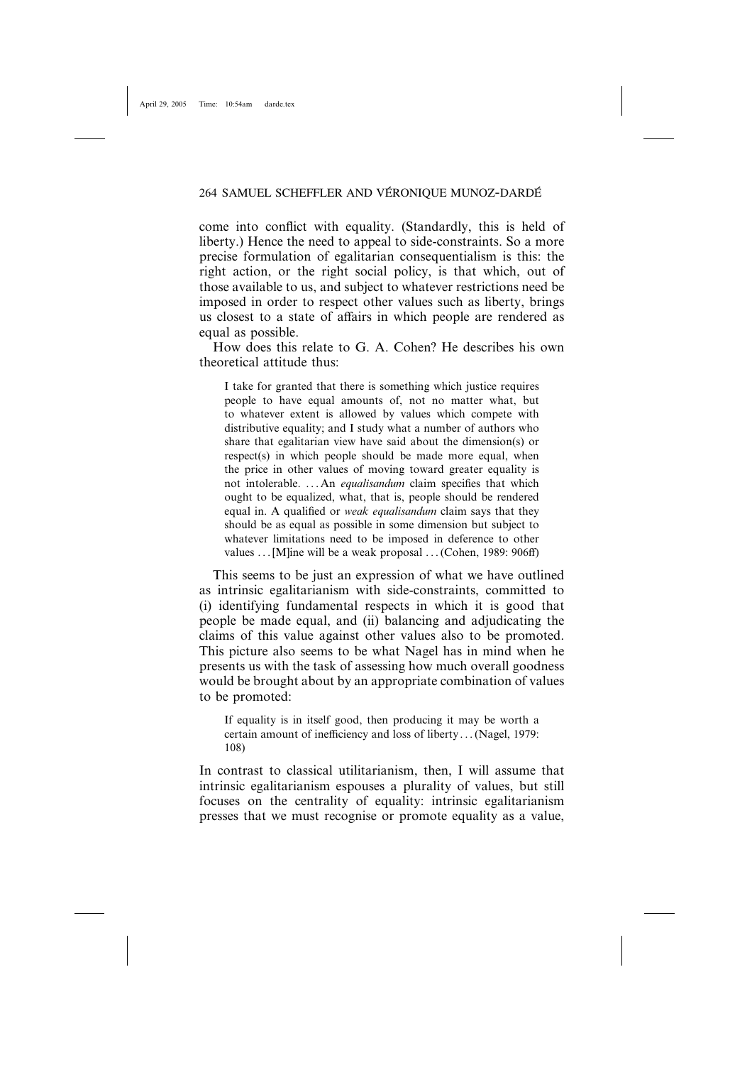come into conflict with equality. (Standardly, this is held of liberty.) Hence the need to appeal to side-constraints. So a more precise formulation of egalitarian consequentialism is this: the right action, or the right social policy, is that which, out of those available to us, and subject to whatever restrictions need be imposed in order to respect other values such as liberty, brings us closest to a state of affairs in which people are rendered as equal as possible.

How does this relate to G. A. Cohen? He describes his own theoretical attitude thus:

> I take for granted that there is something which justice requires people to have equal amounts of, not no matter what, but to whatever extent is allowed by values which compete with distributive equality; and I study what a number of authors who share that egalitarian view have said about the dimension(s) or respect(s) in which people should be made more equal, when the price in other values of moving toward greater equality is not intolerable. ... An *equalisandum* claim specifies that which ought to be equalized, what, that is, people should be rendered equal in. A qualified or *weak equalisandum* claim says that they should be as equal as possible in some dimension but subject to whatever limitations need to be imposed in deference to other values ... [M]ine will be a weak proposal ... (Cohen, 1989: 906ff)

This seems to be just an expression of what we have outlined as intrinsic egalitarianism with side-constraints, committed to (i) identifying fundamental respects in which it is good that people be made equal, and (ii) balancing and adjudicating the claims of this value against other values also to be promoted. This picture also seems to be what Nagel has in mind when he presents us with the task of assessing how much overall goodness would be brought about by an appropriate combination of values to be promoted:

> If equality is in itself good, then producing it may be worth a certain amount of inefficiency and loss of liberty... (Nagel, 1979: 108)

In contrast to classical utilitarianism, then, I will assume that intrinsic egalitarianism espouses a plurality of values, but still focuses on the centrality of equality: intrinsic egalitarianism presses that we must recognise or promote equality as a value,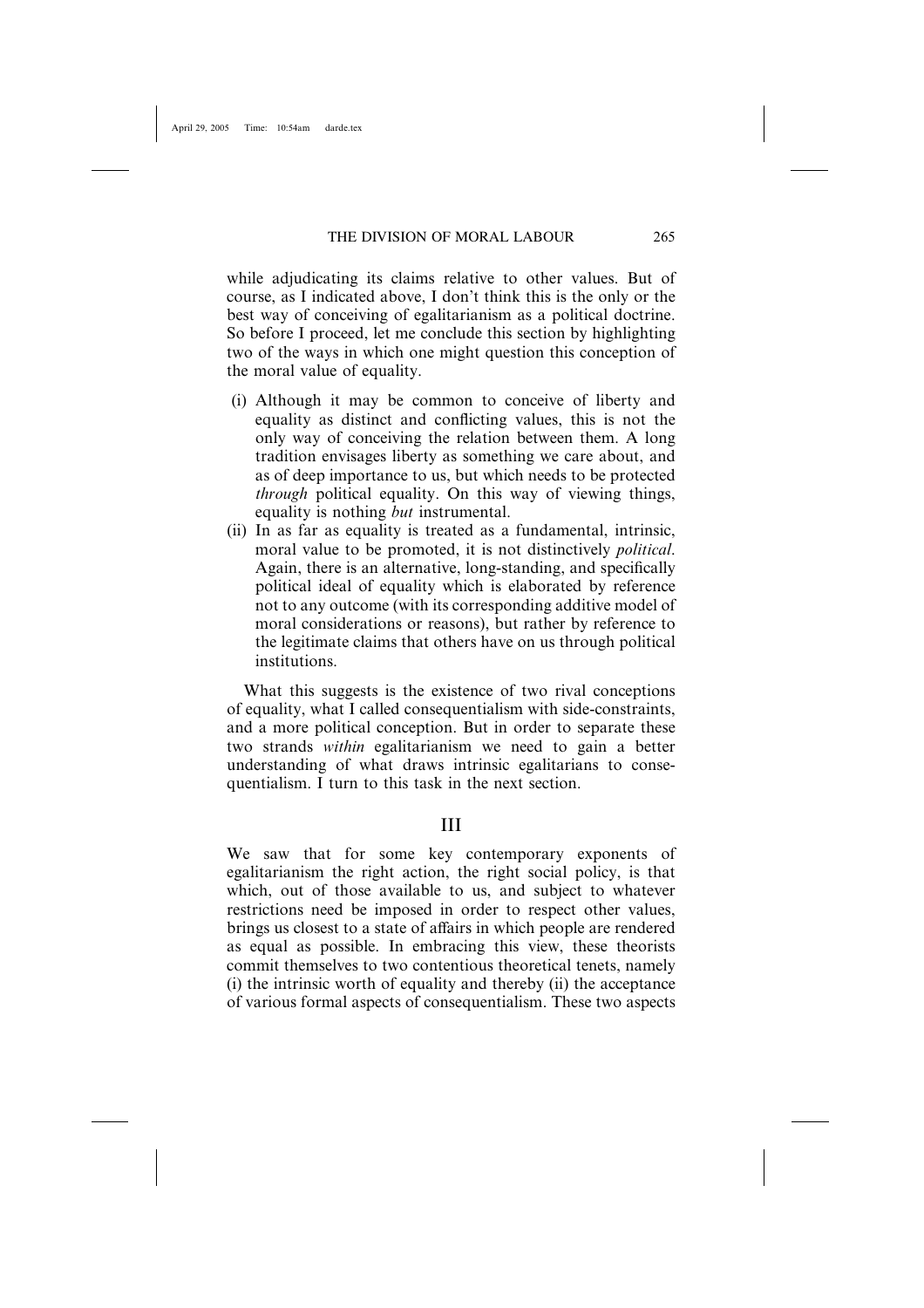while adjudicating its claims relative to other values. But of course, as I indicated above, I don't think this is the only or the best way of conceiving of egalitarianism as a political doctrine. So before I proceed, let me conclude this section by highlighting two of the ways in which one might question this conception of the moral value of equality.

(i) Although it may be common to conceive of liberty and equality as distinct and conflicting values, this is not the only way of conceiving the relation between them. A long tradition envisages liberty as something we care about, and as of deep importance to us, but which needs to be protected *through* political equality. On this way of viewing things, equality is nothing *but* instrumental.

(ii) In as far as equality is treated as a fundamental, intrinsic, moral value to be promoted, it is not distinctively *political*. Again, there is an alternative, long-standing, and specifically political ideal of equality which is elaborated by reference not to any outcome (with its corresponding additive model of moral considerations or reasons), but rather by reference to the legitimate claims that others have on us through political institutions.

What this suggests is the existence of two rival conceptions of equality, what I called consequentialism with side-constraints, and a more political conception. But in order to separate these two strands *within* egalitarianism we need to gain a better understanding of what draws intrinsic egalitarians to consequentialism. I turn to this task in the next section.

## III

We saw that for some key contemporary exponents of egalitarianism the right action, the right social policy, is that which, out of those available to us, and subject to whatever restrictions need be imposed in order to respect other values, brings us closest to a state of affairs in which people are rendered as equal as possible. In embracing this view, these theorists commit themselves to two contentious theoretical tenets, namely (i) the intrinsic worth of equality and thereby (ii) the acceptance of various formal aspects of consequentialism. These two aspects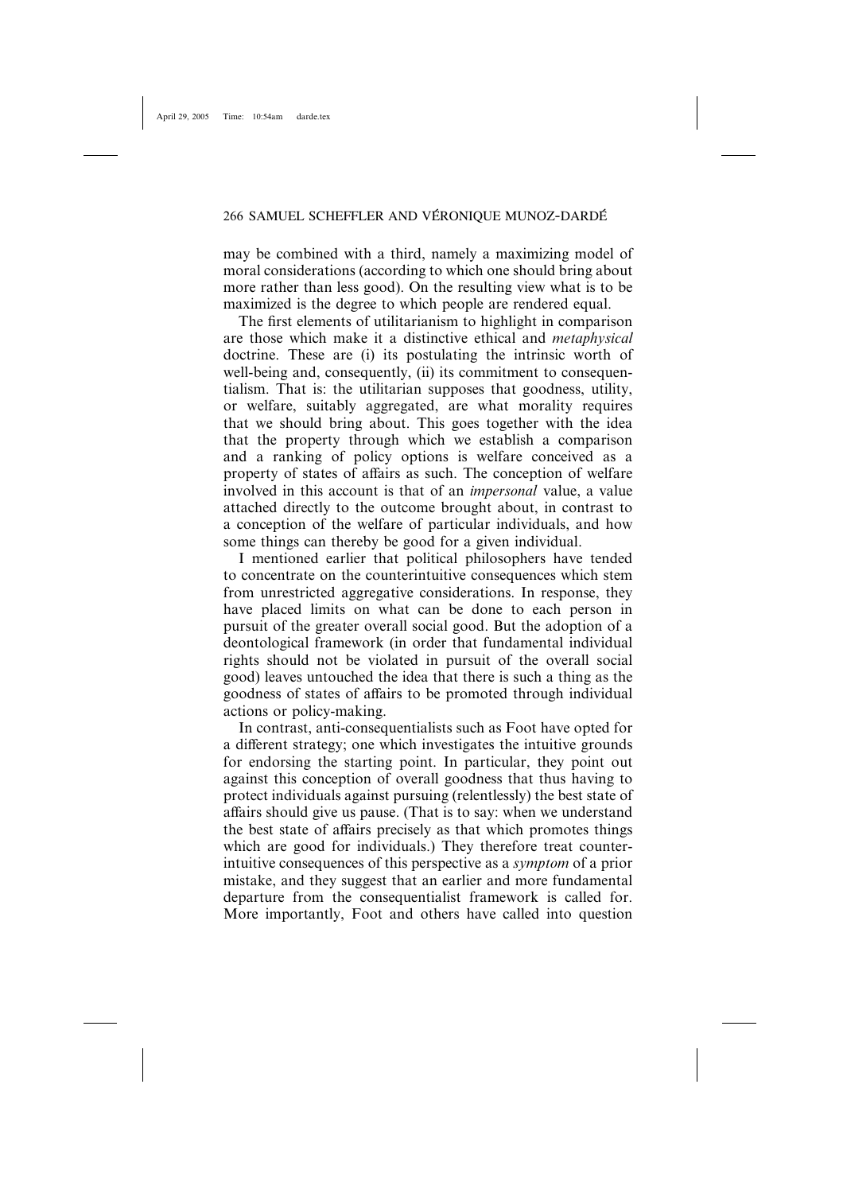may be combined with a third, namely a maximizing model of moral considerations (according to which one should bring about more rather than less good). On the resulting view what is to be maximized is the degree to which people are rendered equal.

The first elements of utilitarianism to highlight in comparison are those which make it a distinctive ethical and *metaphysical* doctrine. These are (i) its postulating the intrinsic worth of well-being and, consequently, (ii) its commitment to consequentialism. That is: the utilitarian supposes that goodness, utility, or welfare, suitably aggregated, are what morality requires that we should bring about. This goes together with the idea that the property through which we establish a comparison and a ranking of policy options is welfare conceived as a property of states of affairs as such. The conception of welfare involved in this account is that of an *impersonal* value, a value attached directly to the outcome brought about, in contrast to a conception of the welfare of particular individuals, and how some things can thereby be good for a given individual.

I mentioned earlier that political philosophers have tended to concentrate on the counterintuitive consequences which stem from unrestricted aggregative considerations. In response, they have placed limits on what can be done to each person in pursuit of the greater overall social good. But the adoption of a deontological framework (in order that fundamental individual rights should not be violated in pursuit of the overall social good) leaves untouched the idea that there is such a thing as the goodness of states of affairs to be promoted through individual actions or policy-making.

In contrast, anti-consequentialists such as Foot have opted for a different strategy; one which investigates the intuitive grounds for endorsing the starting point. In particular, they point out against this conception of overall goodness that thus having to protect individuals against pursuing (relentlessly) the best state of affairs should give us pause. (That is to say: when we understand the best state of affairs precisely as that which promotes things which are good for individuals.) They therefore treat counterintuitive consequences of this perspective as a *symptom* of a prior mistake, and they suggest that an earlier and more fundamental departure from the consequentialist framework is called for. More importantly, Foot and others have called into question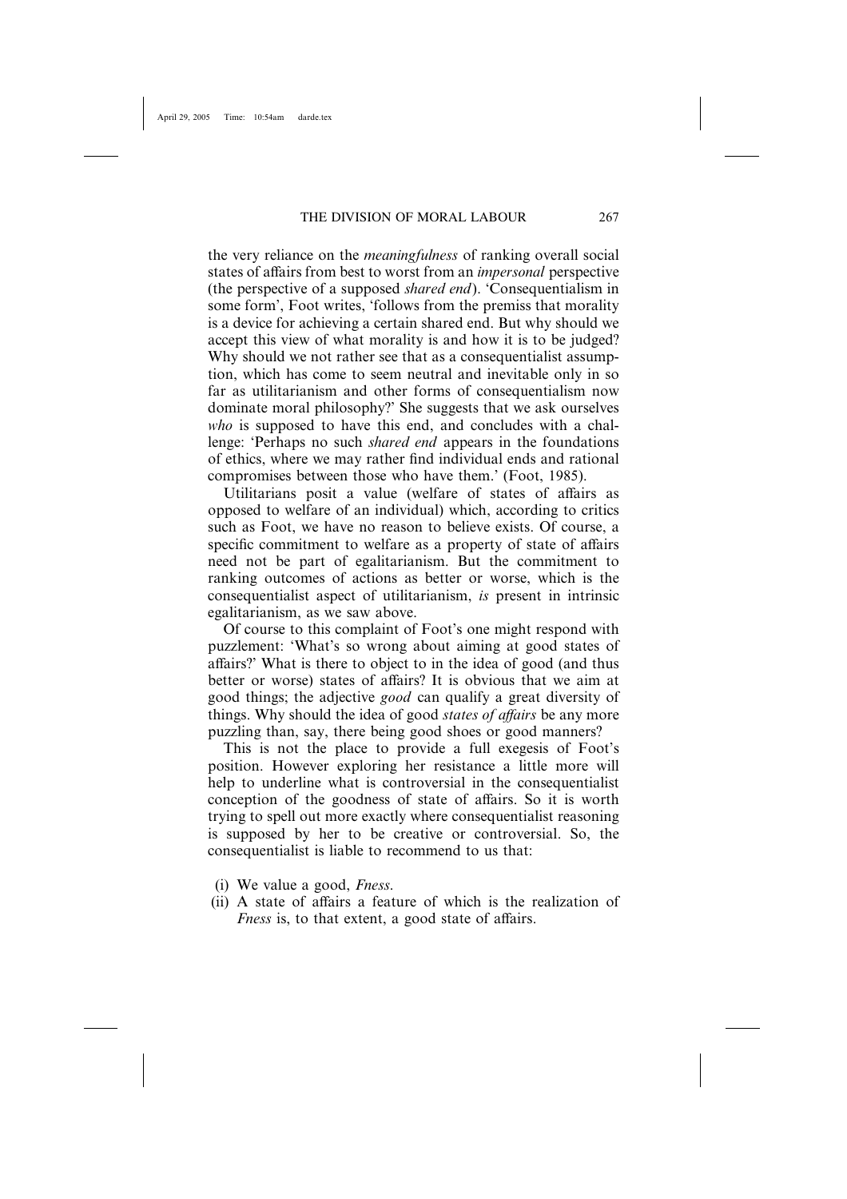the very reliance on the *meaningfulness* of ranking overall social states of affairs from best to worst from an *impersonal* perspective (the perspective of a supposed *shared end*). 'Consequentialism in some form', Foot writes, 'follows from the premiss that morality is a device for achieving a certain shared end. But why should we accept this view of what morality is and how it is to be judged? Why should we not rather see that as a consequentialist assumption, which has come to seem neutral and inevitable only in so far as utilitarianism and other forms of consequentialism now dominate moral philosophy?' She suggests that we ask ourselves *who* is supposed to have this end, and concludes with a challenge: 'Perhaps no such *shared end* appears in the foundations of ethics, where we may rather find individual ends and rational compromises between those who have them.' (Foot, 1985).

Utilitarians posit a value (welfare of states of affairs as opposed to welfare of an individual) which, according to critics such as Foot, we have no reason to believe exists. Of course, a specific commitment to welfare as a property of state of affairs need not be part of egalitarianism. But the commitment to ranking outcomes of actions as better or worse, which is the consequentialist aspect of utilitarianism, *is* present in intrinsic egalitarianism, as we saw above.

Of course to this complaint of Foot's one might respond with puzzlement: 'What's so wrong about aiming at good states of affairs?' What is there to object to in the idea of good (and thus better or worse) states of affairs? It is obvious that we aim at good things; the adjective *good* can qualify a great diversity of things. Why should the idea of good *states of affairs* be any more puzzling than, say, there being good shoes or good manners?

This is not the place to provide a full exegesis of Foot's position. However exploring her resistance a little more will help to underline what is controversial in the consequentialist conception of the goodness of state of affairs. So it is worth trying to spell out more exactly where consequentialist reasoning is supposed by her to be creative or controversial. So, the consequentialist is liable to recommend to us that:

(i) We value a good, *Fness*.
(ii) A state of affairs a feature of which is the realization of *Fness* is, to that extent, a good state of affairs.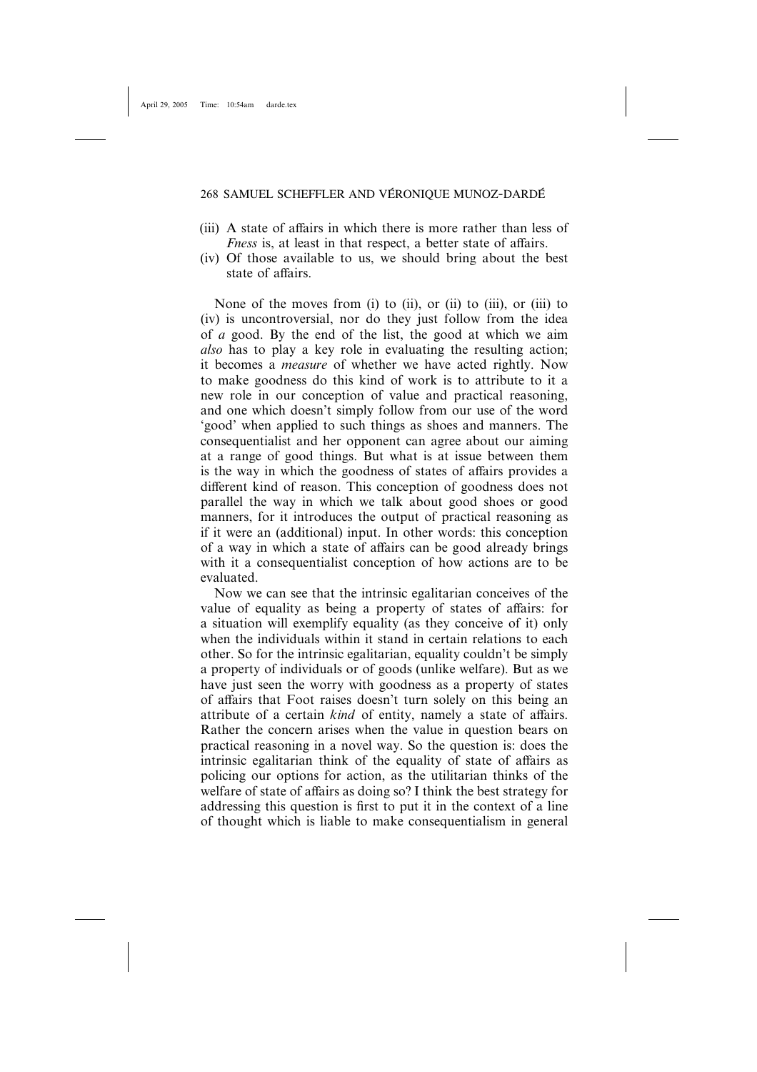(iii) A state of affairs in which there is more rather than less of *Fness* is, at least in that respect, a better state of affairs.

(iv) Of those available to us, we should bring about the best state of affairs.

None of the moves from (i) to (ii), or (ii) to (iii), or (iii) to (iv) is uncontroversial, nor do they just follow from the idea of *a* good. By the end of the list, the good at which we aim *also* has to play a key role in evaluating the resulting action; it becomes a *measure* of whether we have acted rightly. Now to make goodness do this kind of work is to attribute to it a new role in our conception of value and practical reasoning, and one which doesn't simply follow from our use of the word 'good' when applied to such things as shoes and manners. The consequentialist and her opponent can agree about our aiming at a range of good things. But what is at issue between them is the way in which the goodness of states of affairs provides a different kind of reason. This conception of goodness does not parallel the way in which we talk about good shoes or good manners, for it introduces the output of practical reasoning as if it were an (additional) input. In other words: this conception of a way in which a state of affairs can be good already brings with it a consequentialist conception of how actions are to be evaluated.

Now we can see that the intrinsic egalitarian conceives of the value of equality as being a property of states of affairs: for a situation will exemplify equality (as they conceive of it) only when the individuals within it stand in certain relations to each other. So for the intrinsic egalitarian, equality couldn't be simply a property of individuals or of goods (unlike welfare). But as we have just seen the worry with goodness as a property of states of affairs that Foot raises doesn't turn solely on this being an attribute of a certain *kind* of entity, namely a state of affairs. Rather the concern arises when the value in question bears on practical reasoning in a novel way. So the question is: does the intrinsic egalitarian think of the equality of state of affairs as policing our options for action, as the utilitarian thinks of the welfare of state of affairs as doing so? I think the best strategy for addressing this question is first to put it in the context of a line of thought which is liable to make consequentialism in general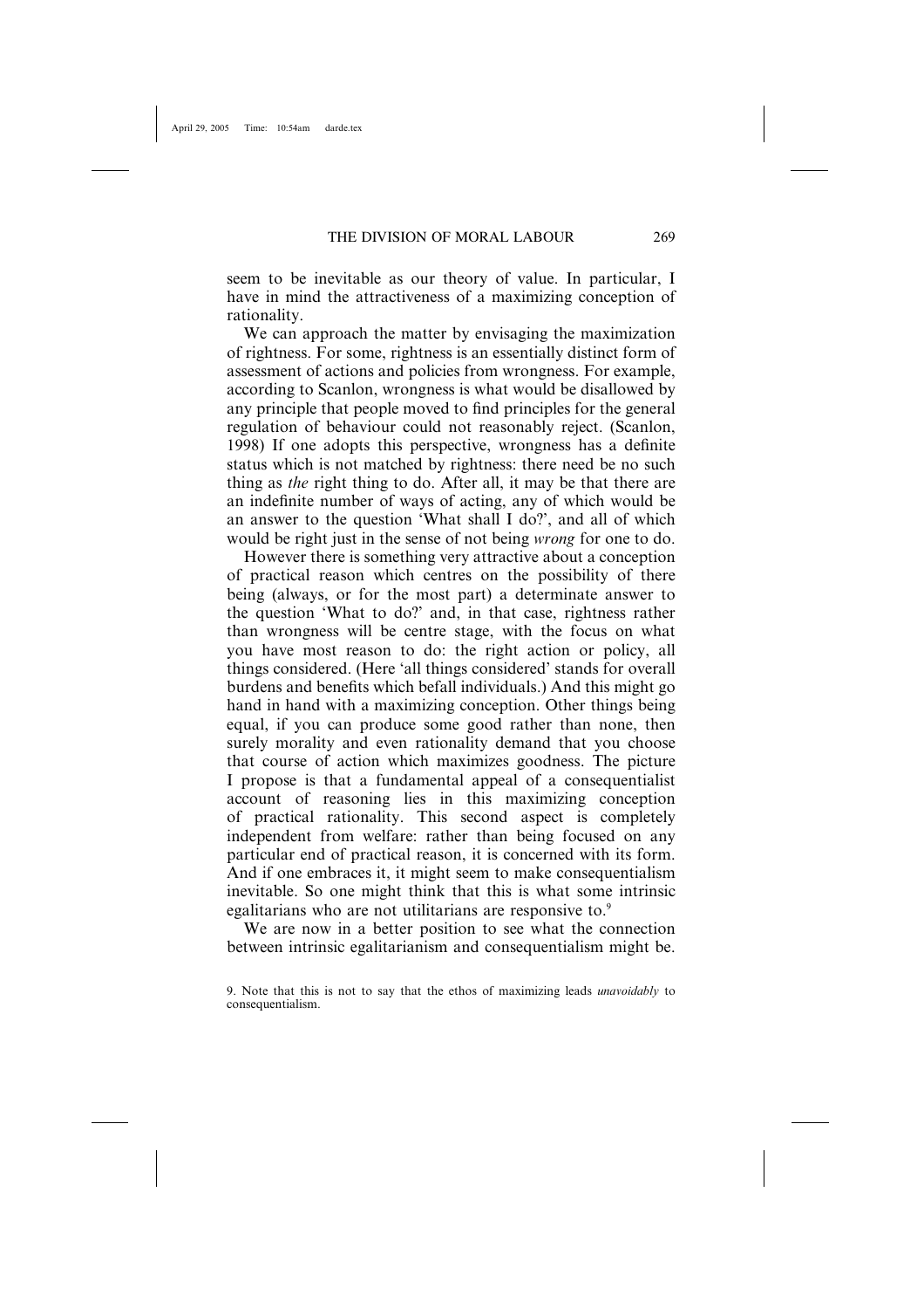seem to be inevitable as our theory of value. In particular, I have in mind the attractiveness of a maximizing conception of rationality.

We can approach the matter by envisaging the maximization of rightness. For some, rightness is an essentially distinct form of assessment of actions and policies from wrongness. For example, according to Scanlon, wrongness is what would be disallowed by any principle that people moved to find principles for the general regulation of behaviour could not reasonably reject. (Scanlon, 1998) If one adopts this perspective, wrongness has a definite status which is not matched by rightness: there need be no such thing as *the* right thing to do. After all, it may be that there are an indefinite number of ways of acting, any of which would be an answer to the question 'What shall I do?', and all of which would be right just in the sense of not being *wrong* for one to do.

However there is something very attractive about a conception of practical reason which centres on the possibility of there being (always, or for the most part) a determinate answer to the question 'What to do?' and, in that case, rightness rather than wrongness will be centre stage, with the focus on what you have most reason to do: the right action or policy, all things considered. (Here 'all things considered' stands for overall burdens and benefits which befall individuals.) And this might go hand in hand with a maximizing conception. Other things being equal, if you can produce some good rather than none, then surely morality and even rationality demand that you choose that course of action which maximizes goodness. The picture I propose is that a fundamental appeal of a consequentialist account of reasoning lies in this maximizing conception of practical rationality. This second aspect is completely independent from welfare: rather than being focused on any particular end of practical reason, it is concerned with its form. And if one embraces it, it might seem to make consequentialism inevitable. So one might think that this is what some intrinsic egalitarians who are not utilitarians are responsive to.[9]

We are now in a better position to see what the connection between intrinsic egalitarianism and consequentialism might be.

9. Note that this is not to say that the ethos of maximizing leads *unavoidably* to consequentialism.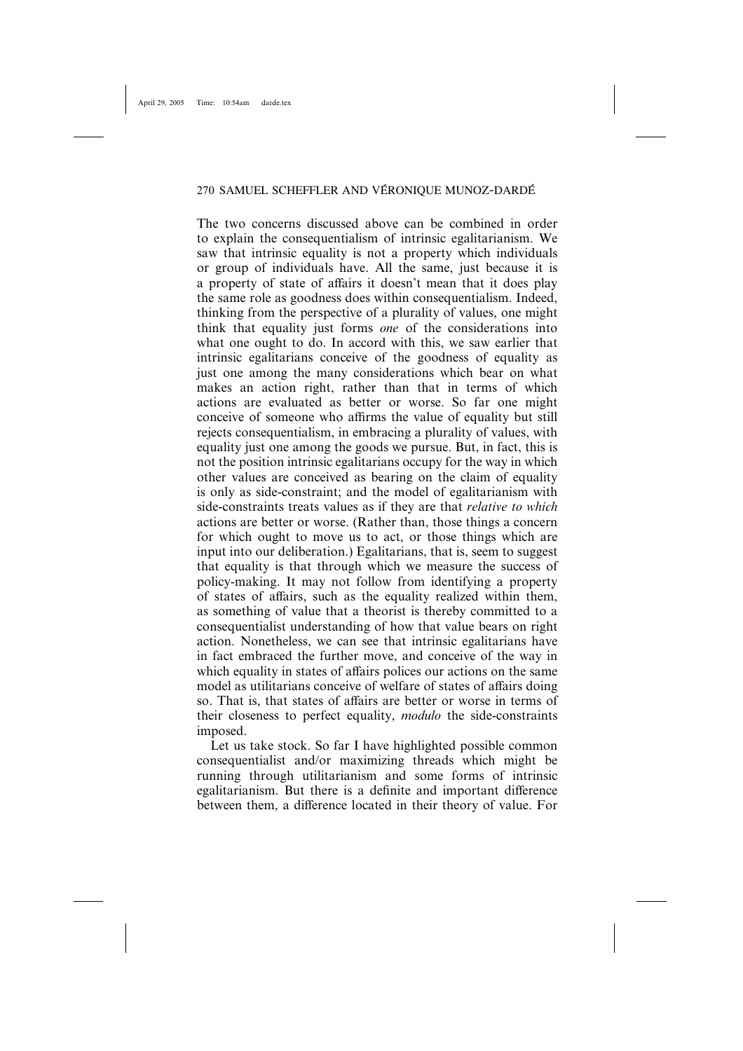The two concerns discussed above can be combined in order to explain the consequentialism of intrinsic egalitarianism. We saw that intrinsic equality is not a property which individuals or group of individuals have. All the same, just because it is a property of state of affairs it doesn't mean that it does play the same role as goodness does within consequentialism. Indeed, thinking from the perspective of a plurality of values, one might think that equality just forms *one* of the considerations into what one ought to do. In accord with this, we saw earlier that intrinsic egalitarians conceive of the goodness of equality as just one among the many considerations which bear on what makes an action right, rather than that in terms of which actions are evaluated as better or worse. So far one might conceive of someone who affirms the value of equality but still rejects consequentialism, in embracing a plurality of values, with equality just one among the goods we pursue. But, in fact, this is not the position intrinsic egalitarians occupy for the way in which other values are conceived as bearing on the claim of equality is only as side-constraint; and the model of egalitarianism with side-constraints treats values as if they are that *relative to which* actions are better or worse. (Rather than, those things a concern for which ought to move us to act, or those things which are input into our deliberation.) Egalitarians, that is, seem to suggest that equality is that through which we measure the success of policy-making. It may not follow from identifying a property of states of affairs, such as the equality realized within them, as something of value that a theorist is thereby committed to a consequentialist understanding of how that value bears on right action. Nonetheless, we can see that intrinsic egalitarians have in fact embraced the further move, and conceive of the way in which equality in states of affairs polices our actions on the same model as utilitarians conceive of welfare of states of affairs doing so. That is, that states of affairs are better or worse in terms of their closeness to perfect equality, *modulo* the side-constraints imposed.

Let us take stock. So far I have highlighted possible common consequentialist and/or maximizing threads which might be running through utilitarianism and some forms of intrinsic egalitarianism. But there is a definite and important difference between them, a difference located in their theory of value. For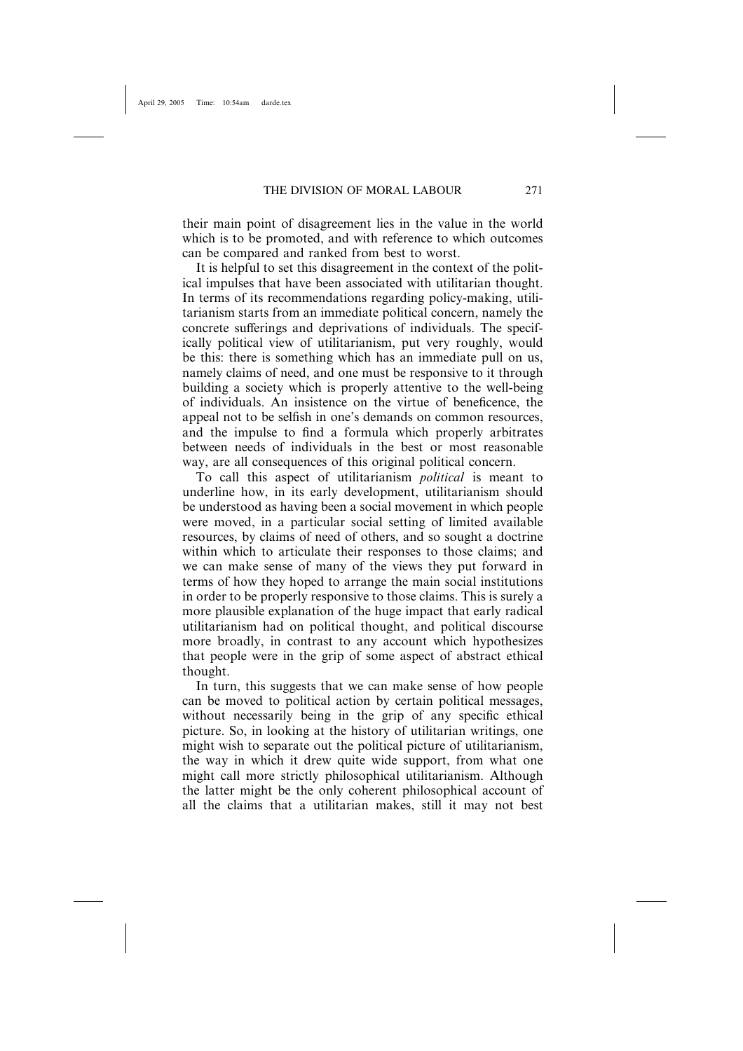their main point of disagreement lies in the value in the world which is to be promoted, and with reference to which outcomes can be compared and ranked from best to worst.

It is helpful to set this disagreement in the context of the political impulses that have been associated with utilitarian thought. In terms of its recommendations regarding policy-making, utilitarianism starts from an immediate political concern, namely the concrete sufferings and deprivations of individuals. The specifically political view of utilitarianism, put very roughly, would be this: there is something which has an immediate pull on us, namely claims of need, and one must be responsive to it through building a society which is properly attentive to the well-being of individuals. An insistence on the virtue of beneficence, the appeal not to be selfish in one's demands on common resources, and the impulse to find a formula which properly arbitrates between needs of individuals in the best or most reasonable way, are all consequences of this original political concern.

To call this aspect of utilitarianism *political* is meant to underline how, in its early development, utilitarianism should be understood as having been a social movement in which people were moved, in a particular social setting of limited available resources, by claims of need of others, and so sought a doctrine within which to articulate their responses to those claims; and we can make sense of many of the views they put forward in terms of how they hoped to arrange the main social institutions in order to be properly responsive to those claims. This is surely a more plausible explanation of the huge impact that early radical utilitarianism had on political thought, and political discourse more broadly, in contrast to any account which hypothesizes that people were in the grip of some aspect of abstract ethical thought.

In turn, this suggests that we can make sense of how people can be moved to political action by certain political messages, without necessarily being in the grip of any specific ethical picture. So, in looking at the history of utilitarian writings, one might wish to separate out the political picture of utilitarianism, the way in which it drew quite wide support, from what one might call more strictly philosophical utilitarianism. Although the latter might be the only coherent philosophical account of all the claims that a utilitarian makes, still it may not best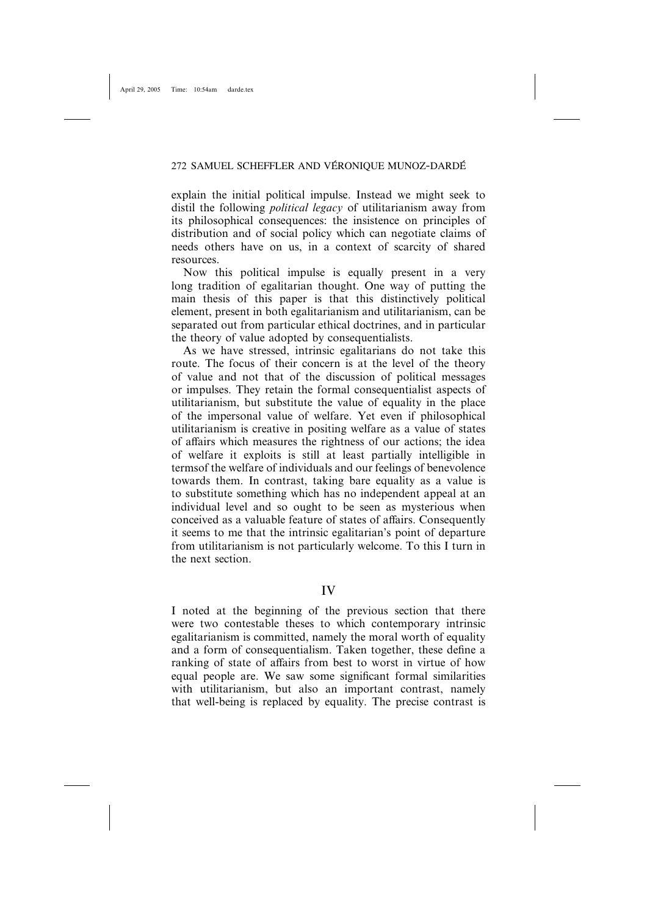explain the initial political impulse. Instead we might seek to distil the following *political legacy* of utilitarianism away from its philosophical consequences: the insistence on principles of distribution and of social policy which can negotiate claims of needs others have on us, in a context of scarcity of shared resources.

Now this political impulse is equally present in a very long tradition of egalitarian thought. One way of putting the main thesis of this paper is that this distinctively political element, present in both egalitarianism and utilitarianism, can be separated out from particular ethical doctrines, and in particular the theory of value adopted by consequentialists.

As we have stressed, intrinsic egalitarians do not take this route. The focus of their concern is at the level of the theory of value and not that of the discussion of political messages or impulses. They retain the formal consequentialist aspects of utilitarianism, but substitute the value of equality in the place of the impersonal value of welfare. Yet even if philosophical utilitarianism is creative in positing welfare as a value of states of affairs which measures the rightness of our actions; the idea of welfare it exploits is still at least partially intelligible in termsof the welfare of individuals and our feelings of benevolence towards them. In contrast, taking bare equality as a value is to substitute something which has no independent appeal at an individual level and so ought to be seen as mysterious when conceived as a valuable feature of states of affairs. Consequently it seems to me that the intrinsic egalitarian's point of departure from utilitarianism is not particularly welcome. To this I turn in the next section.

## IV

I noted at the beginning of the previous section that there were two contestable theses to which contemporary intrinsic egalitarianism is committed, namely the moral worth of equality and a form of consequentialism. Taken together, these define a ranking of state of affairs from best to worst in virtue of how equal people are. We saw some significant formal similarities with utilitarianism, but also an important contrast, namely that well-being is replaced by equality. The precise contrast is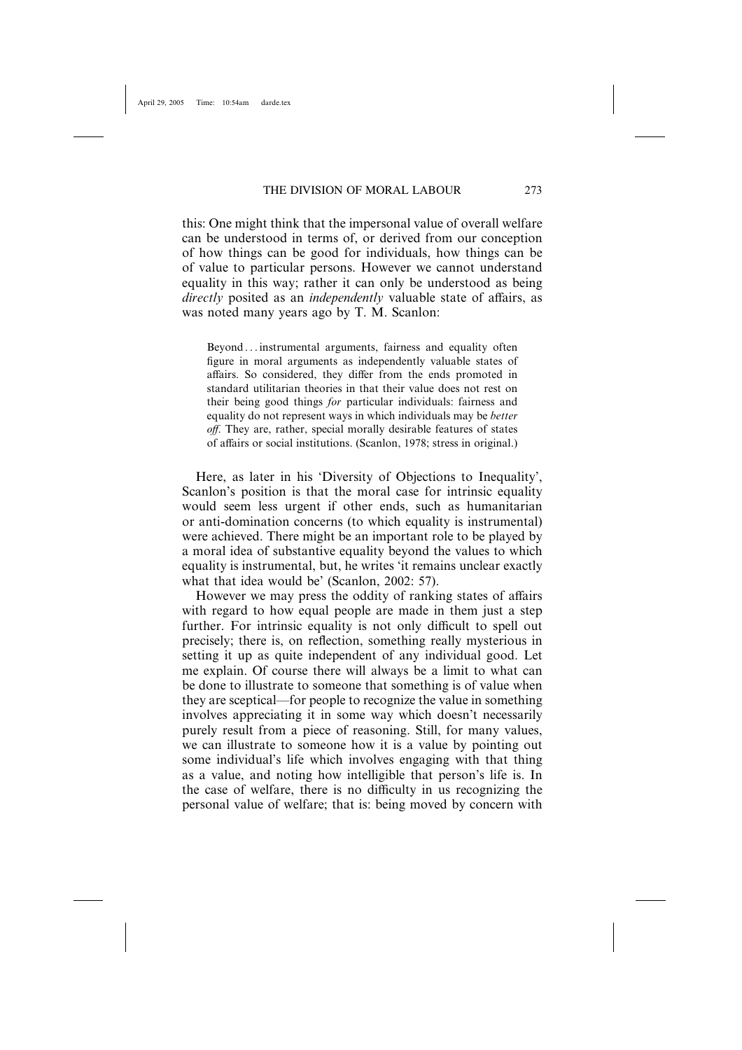this: One might think that the impersonal value of overall welfare can be understood in terms of, or derived from our conception of how things can be good for individuals, how things can be of value to particular persons. However we cannot understand equality in this way; rather it can only be understood as being *directly* posited as an *independently* valuable state of affairs, as was noted many years ago by T. M. Scanlon:

> Beyond ... instrumental arguments, fairness and equality often figure in moral arguments as independently valuable states of affairs. So considered, they differ from the ends promoted in standard utilitarian theories in that their value does not rest on their being good things *for* particular individuals: fairness and equality do not represent ways in which individuals may be *better off*. They are, rather, special morally desirable features of states of affairs or social institutions. (Scanlon, 1978; stress in original.)

Here, as later in his 'Diversity of Objections to Inequality', Scanlon's position is that the moral case for intrinsic equality would seem less urgent if other ends, such as humanitarian or anti-domination concerns (to which equality is instrumental) were achieved. There might be an important role to be played by a moral idea of substantive equality beyond the values to which equality is instrumental, but, he writes 'it remains unclear exactly what that idea would be' (Scanlon, 2002: 57).

However we may press the oddity of ranking states of affairs with regard to how equal people are made in them just a step further. For intrinsic equality is not only difficult to spell out precisely; there is, on reflection, something really mysterious in setting it up as quite independent of any individual good. Let me explain. Of course there will always be a limit to what can be done to illustrate to someone that something is of value when they are sceptical—for people to recognize the value in something involves appreciating it in some way which doesn't necessarily purely result from a piece of reasoning. Still, for many values, we can illustrate to someone how it is a value by pointing out some individual's life which involves engaging with that thing as a value, and noting how intelligible that person's life is. In the case of welfare, there is no difficulty in us recognizing the personal value of welfare; that is: being moved by concern with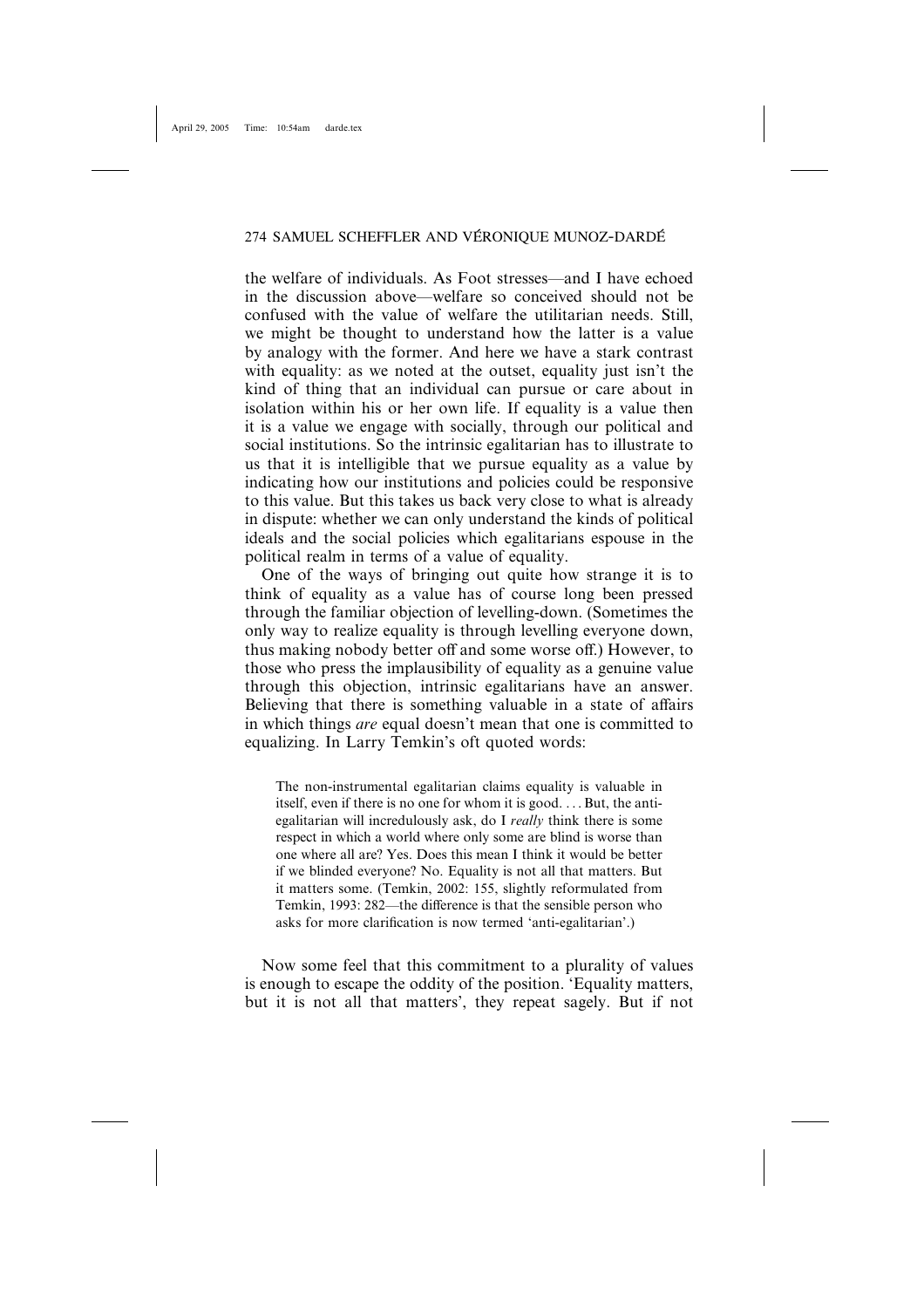the welfare of individuals. As Foot stresses—and I have echoed in the discussion above—welfare so conceived should not be confused with the value of welfare the utilitarian needs. Still, we might be thought to understand how the latter is a value by analogy with the former. And here we have a stark contrast with equality: as we noted at the outset, equality just isn't the kind of thing that an individual can pursue or care about in isolation within his or her own life. If equality is a value then it is a value we engage with socially, through our political and social institutions. So the intrinsic egalitarian has to illustrate to us that it is intelligible that we pursue equality as a value by indicating how our institutions and policies could be responsive to this value. But this takes us back very close to what is already in dispute: whether we can only understand the kinds of political ideals and the social policies which egalitarians espouse in the political realm in terms of a value of equality.

One of the ways of bringing out quite how strange it is to think of equality as a value has of course long been pressed through the familiar objection of levelling-down. (Sometimes the only way to realize equality is through levelling everyone down, thus making nobody better off and some worse off.) However, to those who press the implausibility of equality as a genuine value through this objection, intrinsic egalitarians have an answer. Believing that there is something valuable in a state of affairs in which things *are* equal doesn't mean that one is committed to equalizing. In Larry Temkin's oft quoted words:

> The non-instrumental egalitarian claims equality is valuable in itself, even if there is no one for whom it is good. . . . But, the anti-egalitarian will incredulously ask, do I *really* think there is some respect in which a world where only some are blind is worse than one where all are? Yes. Does this mean I think it would be better if we blinded everyone? No. Equality is not all that matters. But it matters some. (Temkin, 2002: 155, slightly reformulated from Temkin, 1993: 282—the difference is that the sensible person who asks for more clarification is now termed 'anti-egalitarian'.)

Now some feel that this commitment to a plurality of values is enough to escape the oddity of the position. 'Equality matters, but it is not all that matters', they repeat sagely. But if not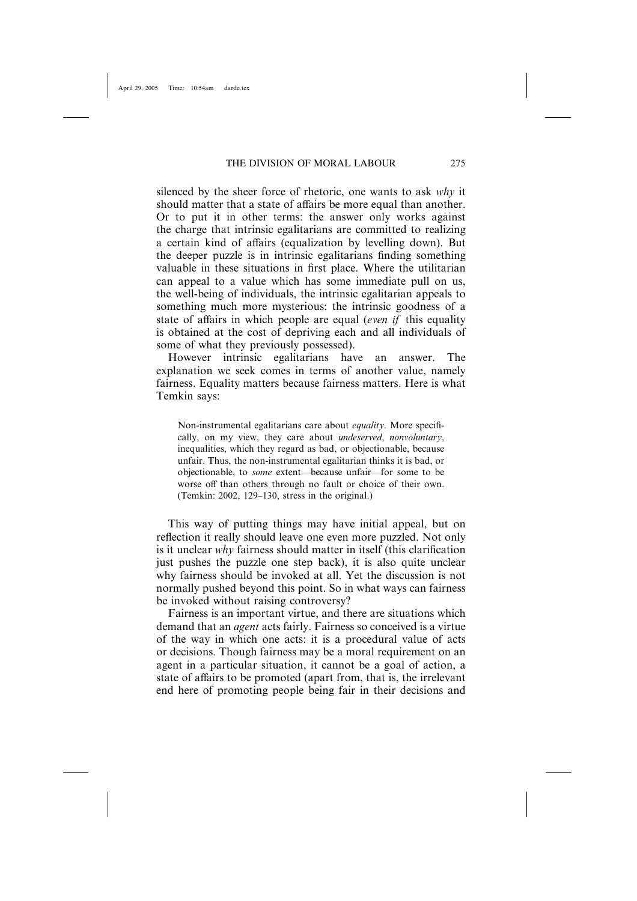silenced by the sheer force of rhetoric, one wants to ask *why* it should matter that a state of affairs be more equal than another. Or to put it in other terms: the answer only works against the charge that intrinsic egalitarians are committed to realizing a certain kind of affairs (equalization by levelling down). But the deeper puzzle is in intrinsic egalitarians finding something valuable in these situations in first place. Where the utilitarian can appeal to a value which has some immediate pull on us, the well-being of individuals, the intrinsic egalitarian appeals to something much more mysterious: the intrinsic goodness of a state of affairs in which people are equal (*even if* this equality is obtained at the cost of depriving each and all individuals of some of what they previously possessed).

However intrinsic egalitarians have an answer. The explanation we seek comes in terms of another value, namely fairness. Equality matters because fairness matters. Here is what Temkin says:

> Non-instrumental egalitarians care about *equality*. More specifically, on my view, they care about *undeserved*, *nonvoluntary*, inequalities, which they regard as bad, or objectionable, because unfair. Thus, the non-instrumental egalitarian thinks it is bad, or objectionable, to *some* extent—because unfair—for some to be worse off than others through no fault or choice of their own. (Temkin: 2002, 129–130, stress in the original.)

This way of putting things may have initial appeal, but on reflection it really should leave one even more puzzled. Not only is it unclear *why* fairness should matter in itself (this clarification just pushes the puzzle one step back), it is also quite unclear why fairness should be invoked at all. Yet the discussion is not normally pushed beyond this point. So in what ways can fairness be invoked without raising controversy?

Fairness is an important virtue, and there are situations which demand that an *agent* acts fairly. Fairness so conceived is a virtue of the way in which one acts: it is a procedural value of acts or decisions. Though fairness may be a moral requirement on an agent in a particular situation, it cannot be a goal of action, a state of affairs to be promoted (apart from, that is, the irrelevant end here of promoting people being fair in their decisions and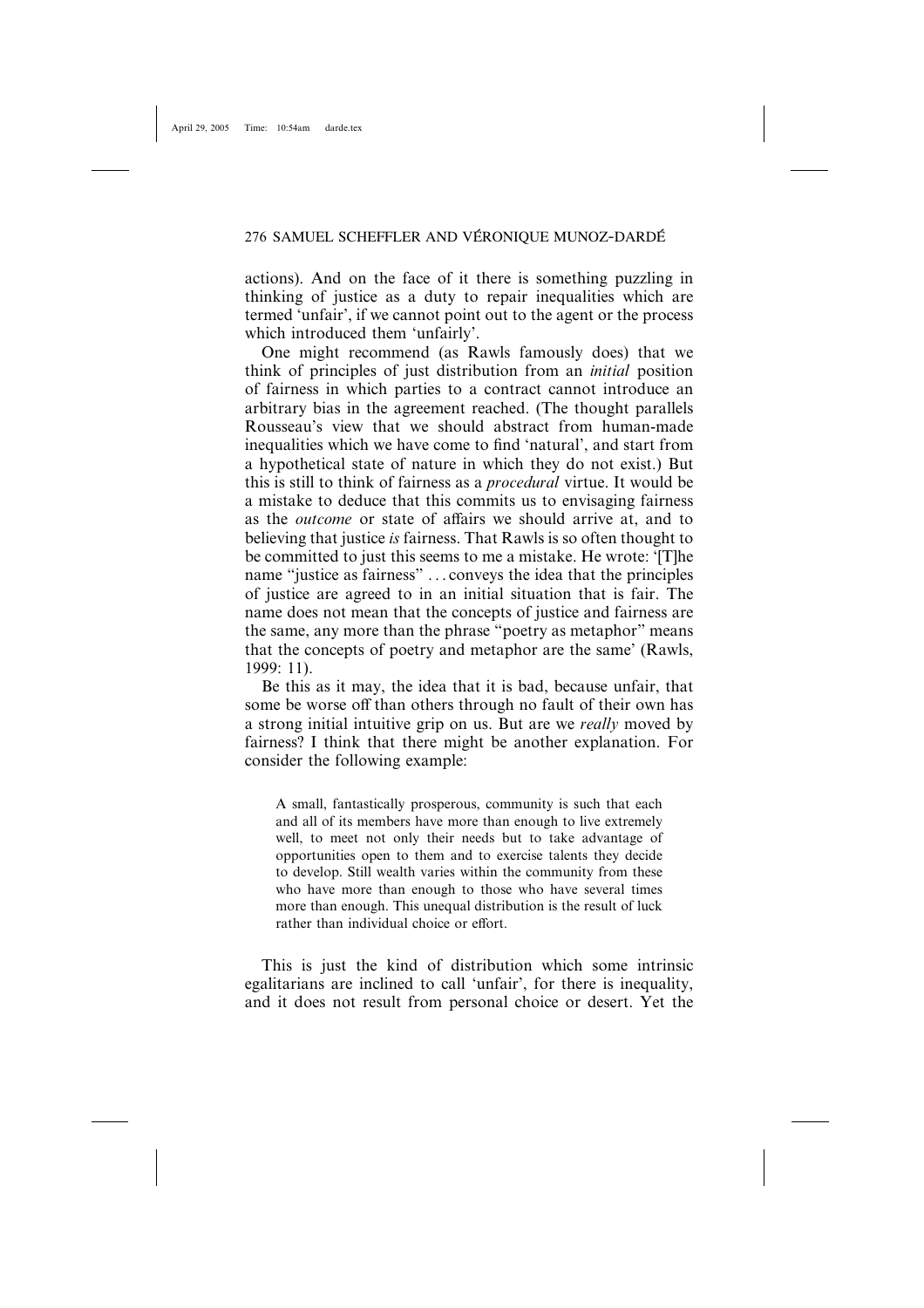actions). And on the face of it there is something puzzling in thinking of justice as a duty to repair inequalities which are termed 'unfair', if we cannot point out to the agent or the process which introduced them 'unfairly'.

One might recommend (as Rawls famously does) that we think of principles of just distribution from an *initial* position of fairness in which parties to a contract cannot introduce an arbitrary bias in the agreement reached. (The thought parallels Rousseau's view that we should abstract from human-made inequalities which we have come to find 'natural', and start from a hypothetical state of nature in which they do not exist.) But this is still to think of fairness as a *procedural* virtue. It would be a mistake to deduce that this commits us to envisaging fairness as the *outcome* or state of affairs we should arrive at, and to believing that justice *is* fairness. That Rawls is so often thought to be committed to just this seems to me a mistake. He wrote: '[T]he name "justice as fairness" . . . conveys the idea that the principles of justice are agreed to in an initial situation that is fair. The name does not mean that the concepts of justice and fairness are the same, any more than the phrase "poetry as metaphor" means that the concepts of poetry and metaphor are the same' (Rawls, 1999: 11).

Be this as it may, the idea that it is bad, because unfair, that some be worse off than others through no fault of their own has a strong initial intuitive grip on us. But are we *really* moved by fairness? I think that there might be another explanation. For consider the following example:

> A small, fantastically prosperous, community is such that each and all of its members have more than enough to live extremely well, to meet not only their needs but to take advantage of opportunities open to them and to exercise talents they decide to develop. Still wealth varies within the community from these who have more than enough to those who have several times more than enough. This unequal distribution is the result of luck rather than individual choice or effort.

This is just the kind of distribution which some intrinsic egalitarians are inclined to call 'unfair', for there is inequality, and it does not result from personal choice or desert. Yet the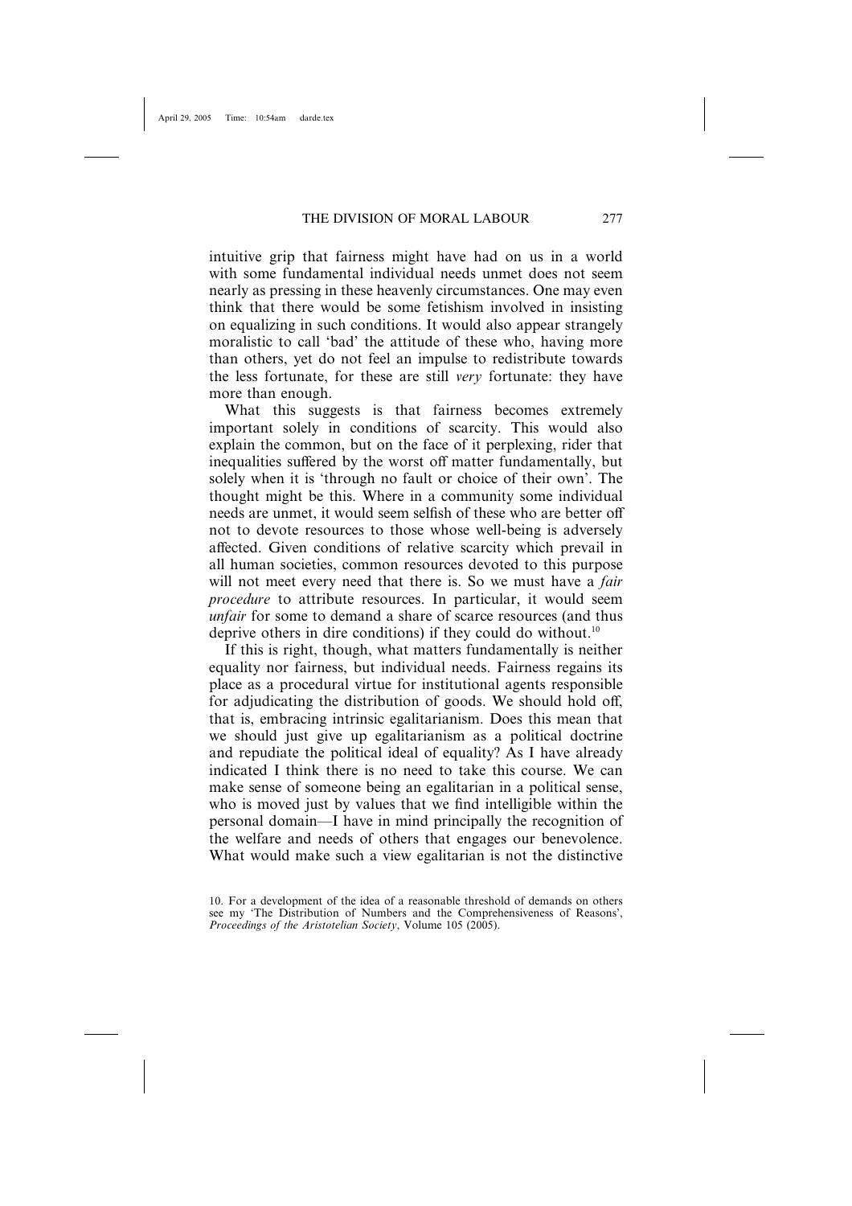intuitive grip that fairness might have had on us in a world with some fundamental individual needs unmet does not seem nearly as pressing in these heavenly circumstances. One may even think that there would be some fetishism involved in insisting on equalizing in such conditions. It would also appear strangely moralistic to call 'bad' the attitude of these who, having more than others, yet do not feel an impulse to redistribute towards the less fortunate, for these are still *very* fortunate: they have more than enough.

What this suggests is that fairness becomes extremely important solely in conditions of scarcity. This would also explain the common, but on the face of it perplexing, rider that inequalities suffered by the worst off matter fundamentally, but solely when it is 'through no fault or choice of their own'. The thought might be this. Where in a community some individual needs are unmet, it would seem selfish of these who are better off not to devote resources to those whose well-being is adversely affected. Given conditions of relative scarcity which prevail in all human societies, common resources devoted to this purpose will not meet every need that there is. So we must have a *fair procedure* to attribute resources. In particular, it would seem *unfair* for some to demand a share of scarce resources (and thus deprive others in dire conditions) if they could do without.[10]

If this is right, though, what matters fundamentally is neither equality nor fairness, but individual needs. Fairness regains its place as a procedural virtue for institutional agents responsible for adjudicating the distribution of goods. We should hold off, that is, embracing intrinsic egalitarianism. Does this mean that we should just give up egalitarianism as a political doctrine and repudiate the political ideal of equality? As I have already indicated I think there is no need to take this course. We can make sense of someone being an egalitarian in a political sense, who is moved just by values that we find intelligible within the personal domain—I have in mind principally the recognition of the welfare and needs of others that engages our benevolence. What would make such a view egalitarian is not the distinctive

10. For a development of the idea of a reasonable threshold of demands on others see my 'The Distribution of Numbers and the Comprehensiveness of Reasons', *Proceedings of the Aristotelian Society*, Volume 105 (2005).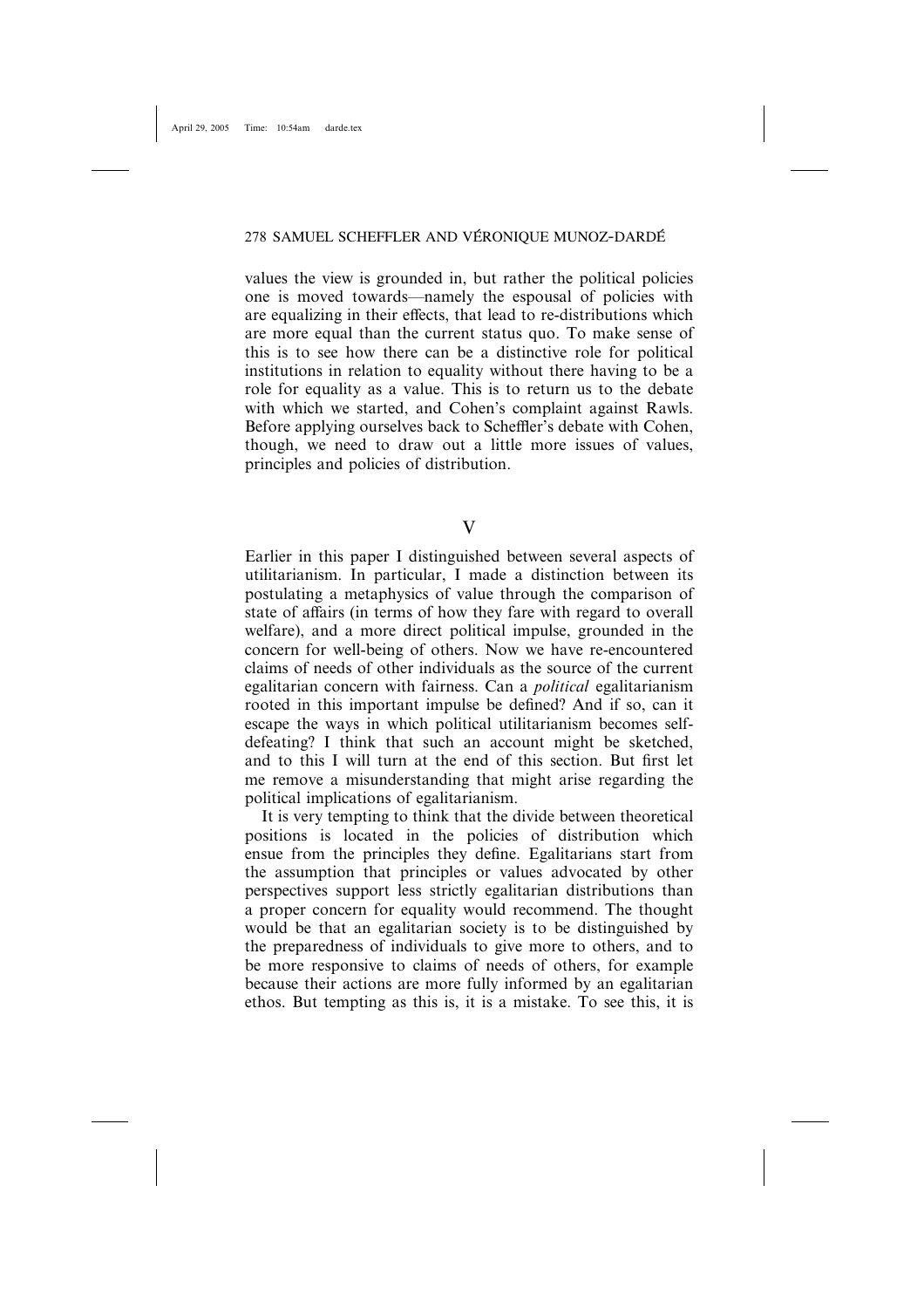values the view is grounded in, but rather the political policies one is moved towards—namely the espousal of policies with are equalizing in their effects, that lead to re-distributions which are more equal than the current status quo. To make sense of this is to see how there can be a distinctive role for political institutions in relation to equality without there having to be a role for equality as a value. This is to return us to the debate with which we started, and Cohen's complaint against Rawls. Before applying ourselves back to Scheffler's debate with Cohen, though, we need to draw out a little more issues of values, principles and policies of distribution.

## V

Earlier in this paper I distinguished between several aspects of utilitarianism. In particular, I made a distinction between its postulating a metaphysics of value through the comparison of state of affairs (in terms of how they fare with regard to overall welfare), and a more direct political impulse, grounded in the concern for well-being of others. Now we have re-encountered claims of needs of other individuals as the source of the current egalitarian concern with fairness. Can a *political* egalitarianism rooted in this important impulse be defined? And if so, can it escape the ways in which political utilitarianism becomes self-defeating? I think that such an account might be sketched, and to this I will turn at the end of this section. But first let me remove a misunderstanding that might arise regarding the political implications of egalitarianism.

It is very tempting to think that the divide between theoretical positions is located in the policies of distribution which ensue from the principles they define. Egalitarians start from the assumption that principles or values advocated by other perspectives support less strictly egalitarian distributions than a proper concern for equality would recommend. The thought would be that an egalitarian society is to be distinguished by the preparedness of individuals to give more to others, and to be more responsive to claims of needs of others, for example because their actions are more fully informed by an egalitarian ethos. But tempting as this is, it is a mistake. To see this, it is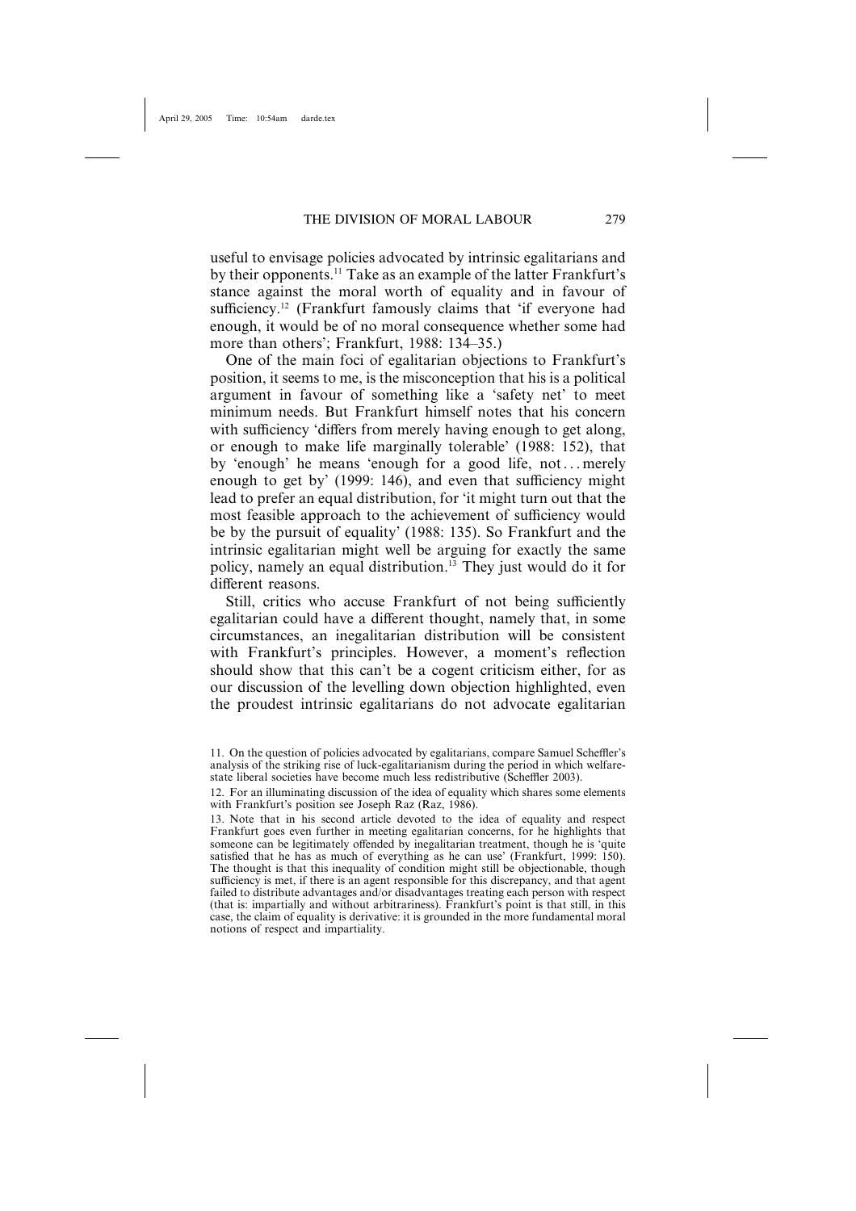useful to envisage policies advocated by intrinsic egalitarians and by their opponents.[11] Take as an example of the latter Frankfurt's stance against the moral worth of equality and in favour of sufficiency.[12] (Frankfurt famously claims that 'if everyone had enough, it would be of no moral consequence whether some had more than others'; Frankfurt, 1988: 134–35.)

One of the main foci of egalitarian objections to Frankfurt's position, it seems to me, is the misconception that his is a political argument in favour of something like a 'safety net' to meet minimum needs. But Frankfurt himself notes that his concern with sufficiency 'differs from merely having enough to get along, or enough to make life marginally tolerable' (1988: 152), that by 'enough' he means 'enough for a good life, not . . . merely enough to get by' (1999: 146), and even that sufficiency might lead to prefer an equal distribution, for 'it might turn out that the most feasible approach to the achievement of sufficiency would be by the pursuit of equality' (1988: 135). So Frankfurt and the intrinsic egalitarian might well be arguing for exactly the same policy, namely an equal distribution.[13] They just would do it for different reasons.

Still, critics who accuse Frankfurt of not being sufficiently egalitarian could have a different thought, namely that, in some circumstances, an inegalitarian distribution will be consistent with Frankfurt's principles. However, a moment's reflection should show that this can't be a cogent criticism either, for as our discussion of the levelling down objection highlighted, even the proudest intrinsic egalitarians do not advocate egalitarian

11. On the question of policies advocated by egalitarians, compare Samuel Scheffler's analysis of the striking rise of luck-egalitarianism during the period in which welfare-state liberal societies have become much less redistributive (Scheffler 2003).

12. For an illuminating discussion of the idea of equality which shares some elements with Frankfurt's position see Joseph Raz (Raz, 1986).

13. Note that in his second article devoted to the idea of equality and respect Frankfurt goes even further in meeting egalitarian concerns, for he highlights that someone can be legitimately offended by inegalitarian treatment, though he is 'quite satisfied that he has as much of everything as he can use' (Frankfurt, 1999: 150). The thought is that this inequality of condition might still be objectionable, though sufficiency is met, if there is an agent responsible for this discrepancy, and that agent failed to distribute advantages and/or disadvantages treating each person with respect (that is: impartially and without arbitrariness). Frankfurt's point is that still, in this case, the claim of equality is derivative: it is grounded in the more fundamental moral notions of respect and impartiality.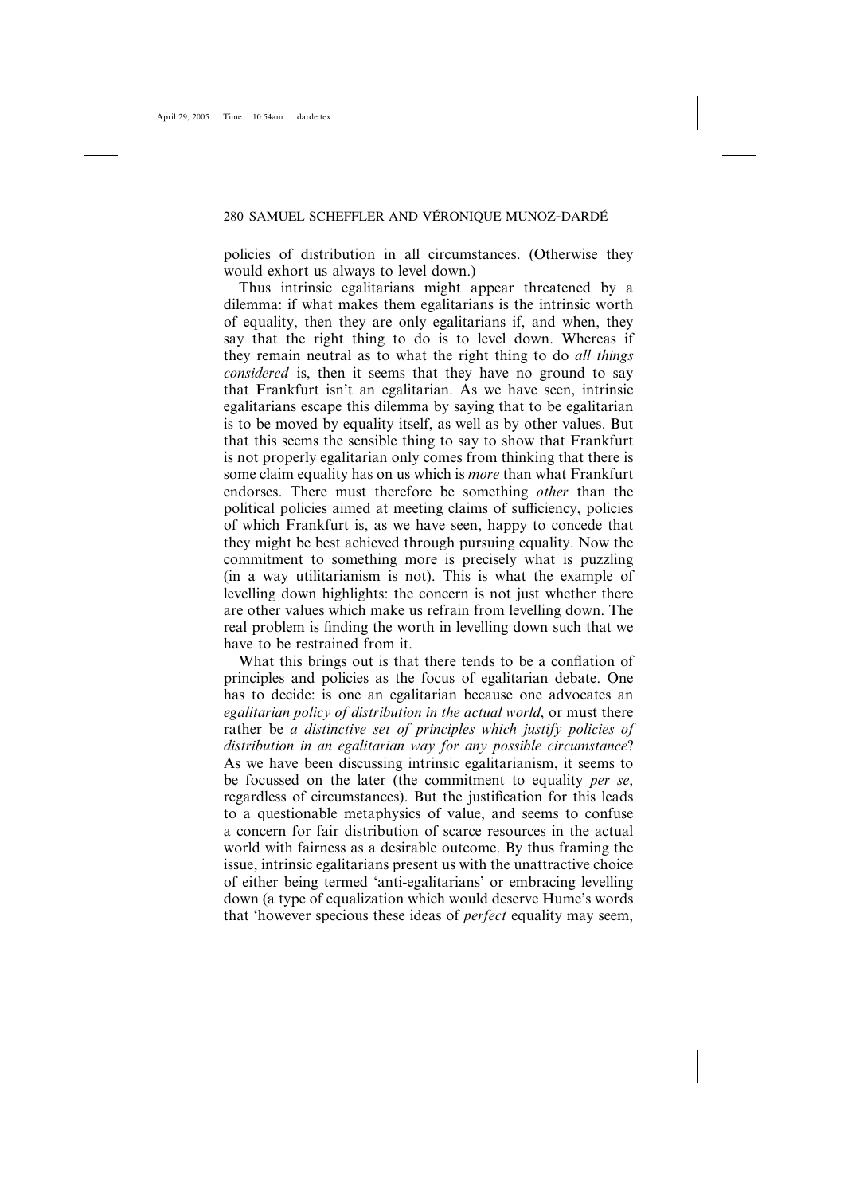policies of distribution in all circumstances. (Otherwise they would exhort us always to level down.)

Thus intrinsic egalitarians might appear threatened by a dilemma: if what makes them egalitarians is the intrinsic worth of equality, then they are only egalitarians if, and when, they say that the right thing to do is to level down. Whereas if they remain neutral as to what the right thing to do *all things considered* is, then it seems that they have no ground to say that Frankfurt isn't an egalitarian. As we have seen, intrinsic egalitarians escape this dilemma by saying that to be egalitarian is to be moved by equality itself, as well as by other values. But that this seems the sensible thing to say to show that Frankfurt is not properly egalitarian only comes from thinking that there is some claim equality has on us which is *more* than what Frankfurt endorses. There must therefore be something *other* than the political policies aimed at meeting claims of sufficiency, policies of which Frankfurt is, as we have seen, happy to concede that they might be best achieved through pursuing equality. Now the commitment to something more is precisely what is puzzling (in a way utilitarianism is not). This is what the example of levelling down highlights: the concern is not just whether there are other values which make us refrain from levelling down. The real problem is finding the worth in levelling down such that we have to be restrained from it.

What this brings out is that there tends to be a conflation of principles and policies as the focus of egalitarian debate. One has to decide: is one an egalitarian because one advocates an *egalitarian policy of distribution in the actual world*, or must there rather be *a distinctive set of principles which justify policies of distribution in an egalitarian way for any possible circumstance*? As we have been discussing intrinsic egalitarianism, it seems to be focussed on the later (the commitment to equality *per se*, regardless of circumstances). But the justification for this leads to a questionable metaphysics of value, and seems to confuse a concern for fair distribution of scarce resources in the actual world with fairness as a desirable outcome. By thus framing the issue, intrinsic egalitarians present us with the unattractive choice of either being termed 'anti-egalitarians' or embracing levelling down (a type of equalization which would deserve Hume's words that 'however specious these ideas of *perfect* equality may seem,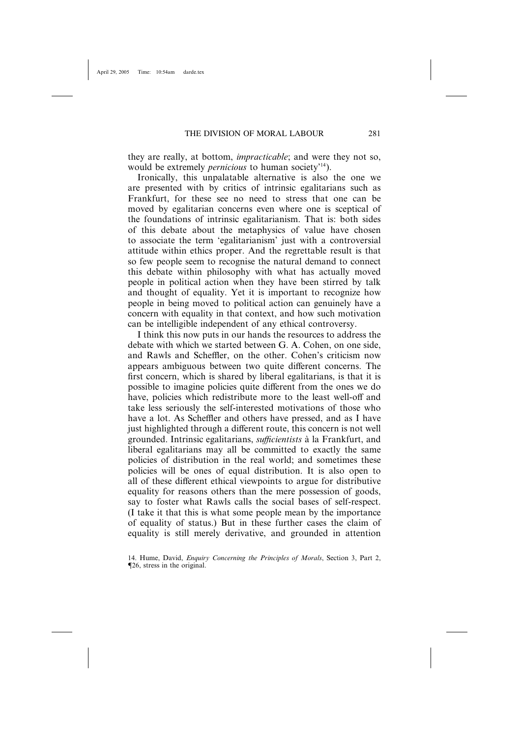they are really, at bottom, *impracticable*; and were they not so, would be extremely *pernicious* to human society'[14]).

Ironically, this unpalatable alternative is also the one we are presented with by critics of intrinsic egalitarians such as Frankfurt, for these see no need to stress that one can be moved by egalitarian concerns even where one is sceptical of the foundations of intrinsic egalitarianism. That is: both sides of this debate about the metaphysics of value have chosen to associate the term 'egalitarianism' just with a controversial attitude within ethics proper. And the regrettable result is that so few people seem to recognise the natural demand to connect this debate within philosophy with what has actually moved people in political action when they have been stirred by talk and thought of equality. Yet it is important to recognize how people in being moved to political action can genuinely have a concern with equality in that context, and how such motivation can be intelligible independent of any ethical controversy.

I think this now puts in our hands the resources to address the debate with which we started between G. A. Cohen, on one side, and Rawls and Scheffler, on the other. Cohen's criticism now appears ambiguous between two quite different concerns. The first concern, which is shared by liberal egalitarians, is that it is possible to imagine policies quite different from the ones we do have, policies which redistribute more to the least well-off and take less seriously the self-interested motivations of those who have a lot. As Scheffler and others have pressed, and as I have just highlighted through a different route, this concern is not well grounded. Intrinsic egalitarians, *sufficientists* à la Frankfurt, and liberal egalitarians may all be committed to exactly the same policies of distribution in the real world; and sometimes these policies will be ones of equal distribution. It is also open to all of these different ethical viewpoints to argue for distributive equality for reasons others than the mere possession of goods, say to foster what Rawls calls the social bases of self-respect. (I take it that this is what some people mean by the importance of equality of status.) But in these further cases the claim of equality is still merely derivative, and grounded in attention

14. Hume, David, *Enquiry Concerning the Principles of Morals*, Section 3, Part 2, ¶26, stress in the original.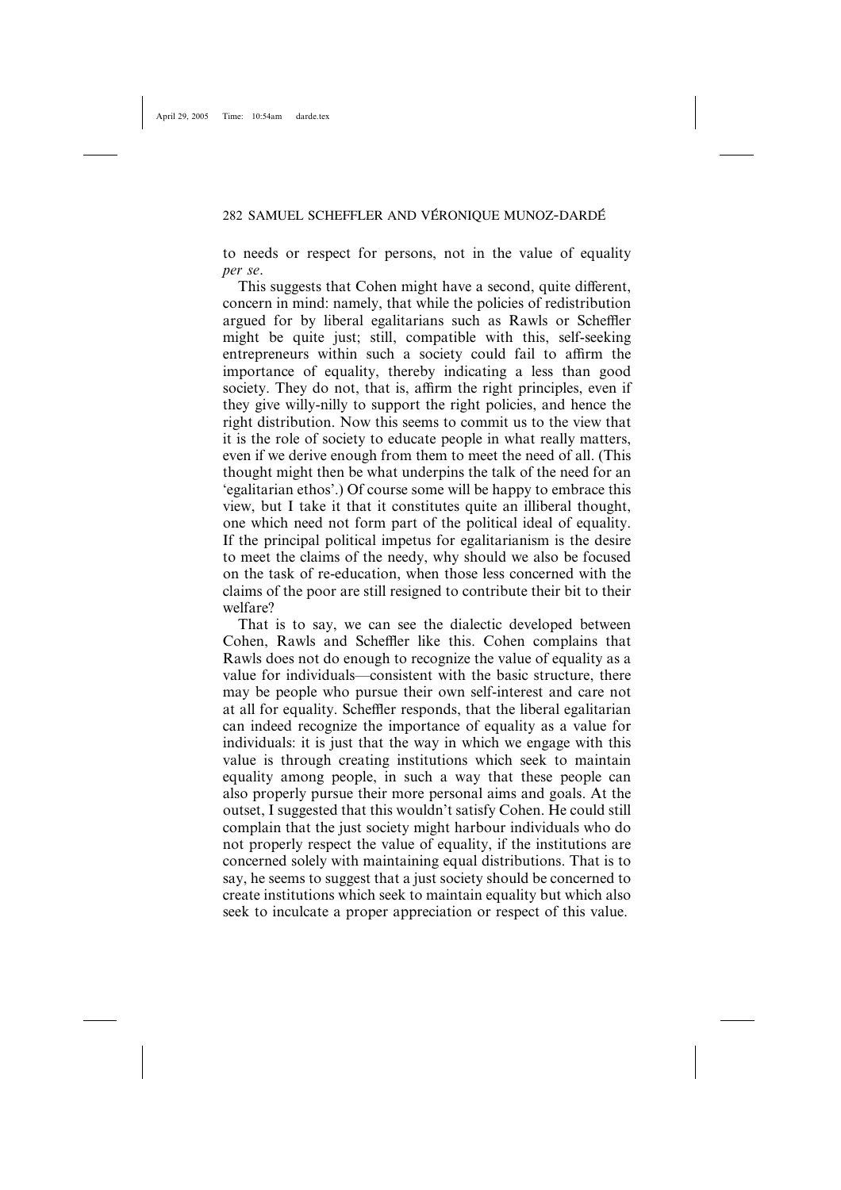to needs or respect for persons, not in the value of equality *per se*.

This suggests that Cohen might have a second, quite different, concern in mind: namely, that while the policies of redistribution argued for by liberal egalitarians such as Rawls or Scheffler might be quite just; still, compatible with this, self-seeking entrepreneurs within such a society could fail to affirm the importance of equality, thereby indicating a less than good society. They do not, that is, affirm the right principles, even if they give willy-nilly to support the right policies, and hence the right distribution. Now this seems to commit us to the view that it is the role of society to educate people in what really matters, even if we derive enough from them to meet the need of all. (This thought might then be what underpins the talk of the need for an 'egalitarian ethos'.) Of course some will be happy to embrace this view, but I take it that it constitutes quite an illiberal thought, one which need not form part of the political ideal of equality. If the principal political impetus for egalitarianism is the desire to meet the claims of the needy, why should we also be focused on the task of re-education, when those less concerned with the claims of the poor are still resigned to contribute their bit to their welfare?

That is to say, we can see the dialectic developed between Cohen, Rawls and Scheffler like this. Cohen complains that Rawls does not do enough to recognize the value of equality as a value for individuals—consistent with the basic structure, there may be people who pursue their own self-interest and care not at all for equality. Scheffler responds, that the liberal egalitarian can indeed recognize the importance of equality as a value for individuals: it is just that the way in which we engage with this value is through creating institutions which seek to maintain equality among people, in such a way that these people can also properly pursue their more personal aims and goals. At the outset, I suggested that this wouldn't satisfy Cohen. He could still complain that the just society might harbour individuals who do not properly respect the value of equality, if the institutions are concerned solely with maintaining equal distributions. That is to say, he seems to suggest that a just society should be concerned to create institutions which seek to maintain equality but which also seek to inculcate a proper appreciation or respect of this value.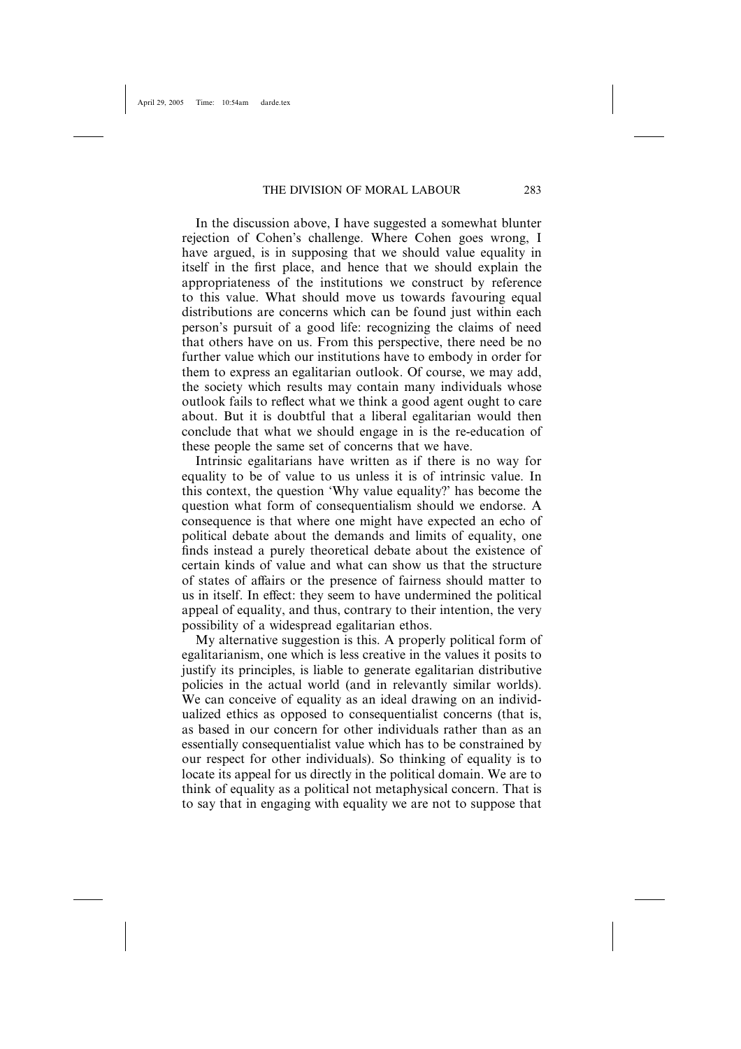In the discussion above, I have suggested a somewhat blunter rejection of Cohen's challenge. Where Cohen goes wrong, I have argued, is in supposing that we should value equality in itself in the first place, and hence that we should explain the appropriateness of the institutions we construct by reference to this value. What should move us towards favouring equal distributions are concerns which can be found just within each person's pursuit of a good life: recognizing the claims of need that others have on us. From this perspective, there need be no further value which our institutions have to embody in order for them to express an egalitarian outlook. Of course, we may add, the society which results may contain many individuals whose outlook fails to reflect what we think a good agent ought to care about. But it is doubtful that a liberal egalitarian would then conclude that what we should engage in is the re-education of these people the same set of concerns that we have.

Intrinsic egalitarians have written as if there is no way for equality to be of value to us unless it is of intrinsic value. In this context, the question 'Why value equality?' has become the question what form of consequentialism should we endorse. A consequence is that where one might have expected an echo of political debate about the demands and limits of equality, one finds instead a purely theoretical debate about the existence of certain kinds of value and what can show us that the structure of states of affairs or the presence of fairness should matter to us in itself. In effect: they seem to have undermined the political appeal of equality, and thus, contrary to their intention, the very possibility of a widespread egalitarian ethos.

My alternative suggestion is this. A properly political form of egalitarianism, one which is less creative in the values it posits to justify its principles, is liable to generate egalitarian distributive policies in the actual world (and in relevantly similar worlds). We can conceive of equality as an ideal drawing on an individualized ethics as opposed to consequentialist concerns (that is, as based in our concern for other individuals rather than as an essentially consequentialist value which has to be constrained by our respect for other individuals). So thinking of equality is to locate its appeal for us directly in the political domain. We are to think of equality as a political not metaphysical concern. That is to say that in engaging with equality we are not to suppose that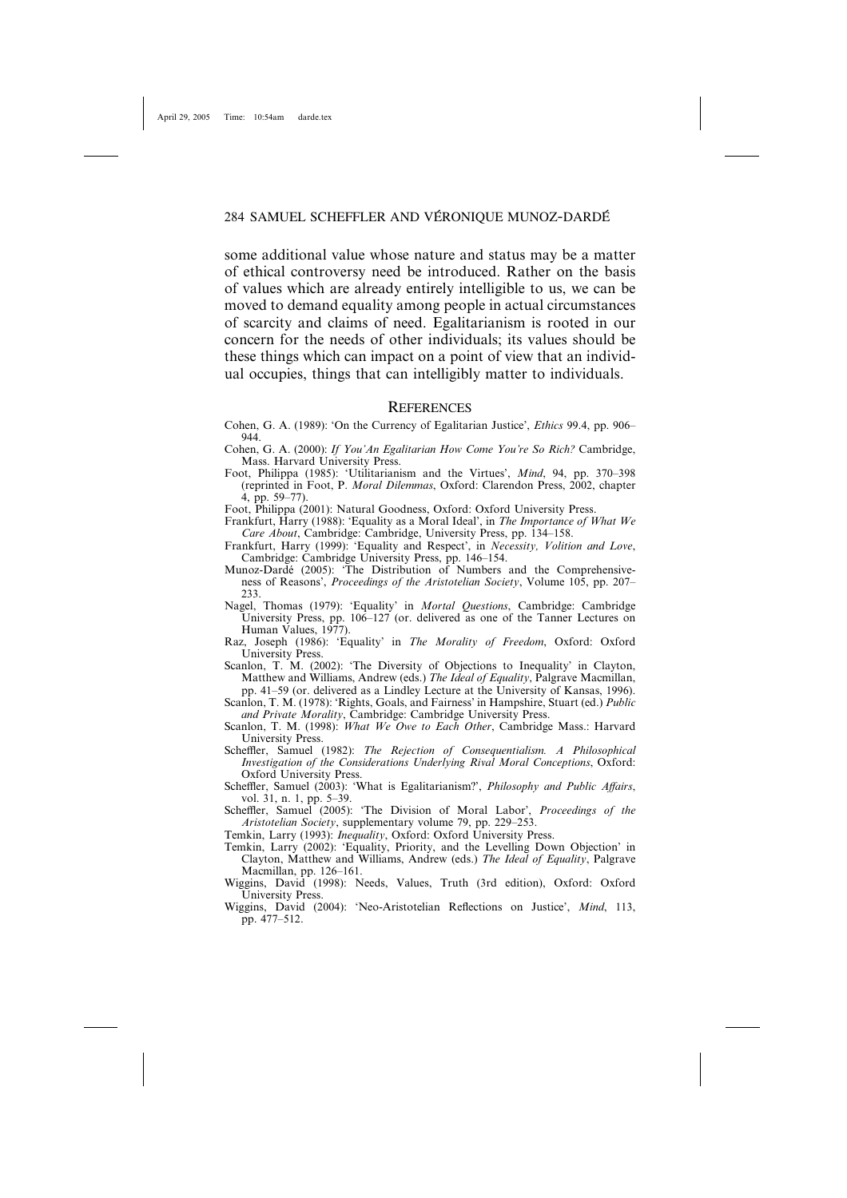some additional value whose nature and status may be a matter of ethical controversy need be introduced. Rather on the basis of values which are already entirely intelligible to us, we can be moved to demand equality among people in actual circumstances of scarcity and claims of need. Egalitarianism is rooted in our concern for the needs of other individuals; its values should be these things which can impact on a point of view that an individual occupies, things that can intelligibly matter to individuals.

## REFERENCES

Cohen, G. A. (1989): 'On the Currency of Egalitarian Justice', *Ethics* 99.4, pp. 906–944.

Cohen, G. A. (2000): *If You'An Egalitarian How Come You're So Rich?* Cambridge, Mass. Harvard University Press.

Foot, Philippa (1985): 'Utilitarianism and the Virtues', *Mind*, 94, pp. 370–398 (reprinted in Foot, P. *Moral Dilemmas*, Oxford: Clarendon Press, 2002, chapter 4, pp. 59–77).

Foot, Philippa (2001): Natural Goodness, Oxford: Oxford University Press.

Frankfurt, Harry (1988): 'Equality as a Moral Ideal', in *The Importance of What We Care About*, Cambridge: Cambridge, University Press, pp. 134–158.

Frankfurt, Harry (1999): 'Equality and Respect', in *Necessity, Volition and Love*, Cambridge: Cambridge University Press, pp. 146–154.

Munoz-Dardé (2005): 'The Distribution of Numbers and the Comprehensiveness of Reasons', *Proceedings of the Aristotelian Society*, Volume 105, pp. 207–233.

Nagel, Thomas (1979): 'Equality' in *Mortal Questions*, Cambridge: Cambridge University Press, pp. 106–127 (or. delivered as one of the Tanner Lectures on Human Values, 1977).

Raz, Joseph (1986): 'Equality' in *The Morality of Freedom*, Oxford: Oxford University Press.

Scanlon, T. M. (2002): 'The Diversity of Objections to Inequality' in Clayton, Matthew and Williams, Andrew (eds.) *The Ideal of Equality*, Palgrave Macmillan, pp. 41–59 (or. delivered as a Lindley Lecture at the University of Kansas, 1996).

Scanlon, T. M. (1978): 'Rights, Goals, and Fairness' in Hampshire, Stuart (ed.) *Public and Private Morality*, Cambridge: Cambridge University Press.

Scanlon, T. M. (1998): *What We Owe to Each Other*, Cambridge Mass.: Harvard University Press.

Scheffler, Samuel (1982): *The Rejection of Consequentialism. A Philosophical Investigation of the Considerations Underlying Rival Moral Conceptions*, Oxford: Oxford University Press.

Scheffler, Samuel (2003): 'What is Egalitarianism?', *Philosophy and Public Affairs*, vol. 31, n. 1, pp. 5–39.

Scheffler, Samuel (2005): 'The Division of Moral Labor', *Proceedings of the Aristotelian Society*, supplementary volume 79, pp. 229–253.

Temkin, Larry (1993): *Inequality*, Oxford: Oxford University Press.

Temkin, Larry (2002): 'Equality, Priority, and the Levelling Down Objection' in Clayton, Matthew and Williams, Andrew (eds.) *The Ideal of Equality*, Palgrave Macmillan, pp. 126–161.

Wiggins, David (1998): Needs, Values, Truth (3rd edition), Oxford: Oxford University Press.

Wiggins, David (2004): 'Neo-Aristotelian Reflections on Justice', *Mind*, 113, pp. 477–512.